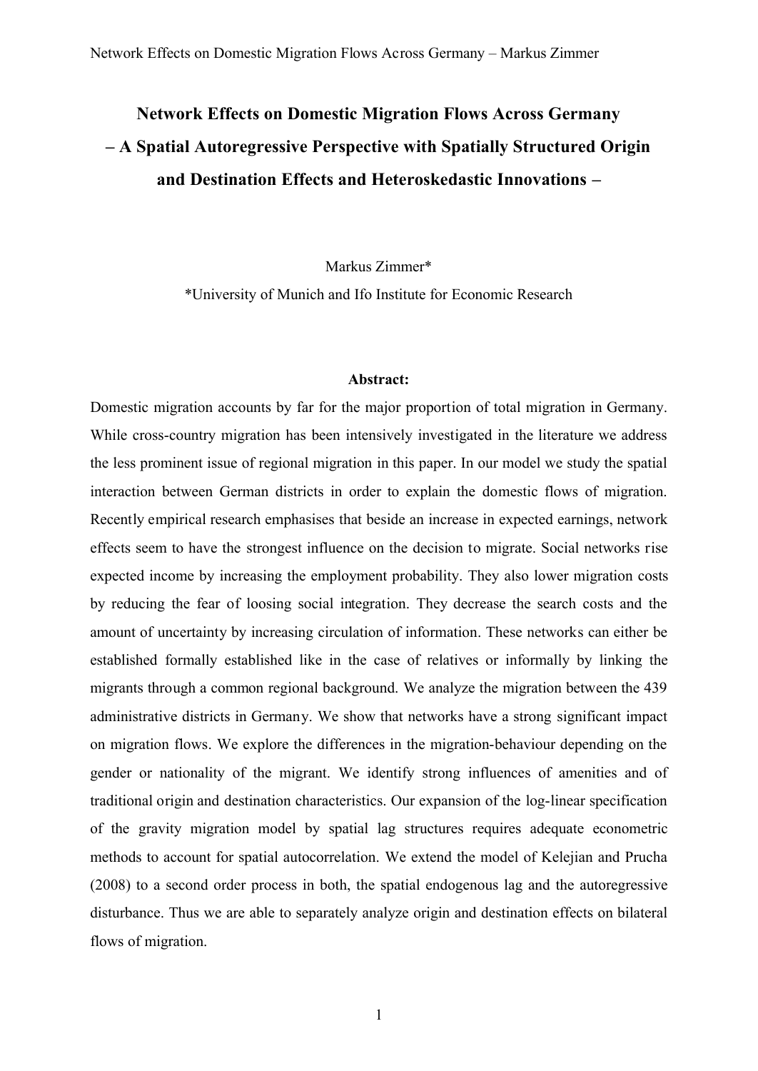# Network Effects on Domestic Migration Flows Across Germany – A Spatial Autoregressive Perspective with Spatially Structured Origin and Destination Effects and Heteroskedastic Innovations –

Markus Zimmer*

*University of Munich and Ifo Institute for Economic Research

**Abstract:**

Domestic migration accounts by far for the major proportion of total migration in Germany. While cross-country migration has been intensively investigated in the literature we address the less prominent issue of regional migration in this paper. In our model we study the spatial interaction between German districts in order to explain the domestic flows of migration. Recently empirical research emphasises that beside an increase in expected earnings, network effects seem to have the strongest influence on the decision to migrate. Social networks rise expected income by increasing the employment probability. They also lower migration costs by reducing the fear of loosing social integration. They decrease the search costs and the amount of uncertainty by increasing circulation of information. These networks can either be established formally established like in the case of relatives or informally by linking the migrants through a common regional background. We analyze the migration between the 439 administrative districts in Germany. We show that networks have a strong significant impact on migration flows. We explore the differences in the migration-behaviour depending on the gender or nationality of the migrant. We identify strong influences of amenities and of traditional origin and destination characteristics. Our expansion of the log-linear specification of the gravity migration model by spatial lag structures requires adequate econometric methods to account for spatial autocorrelation. We extend the model of Kelejian and Prucha (2008) to a second order process in both, the spatial endogenous lag and the autoregressive disturbance. Thus we are able to separately analyze origin and destination effects on bilateral flows of migration.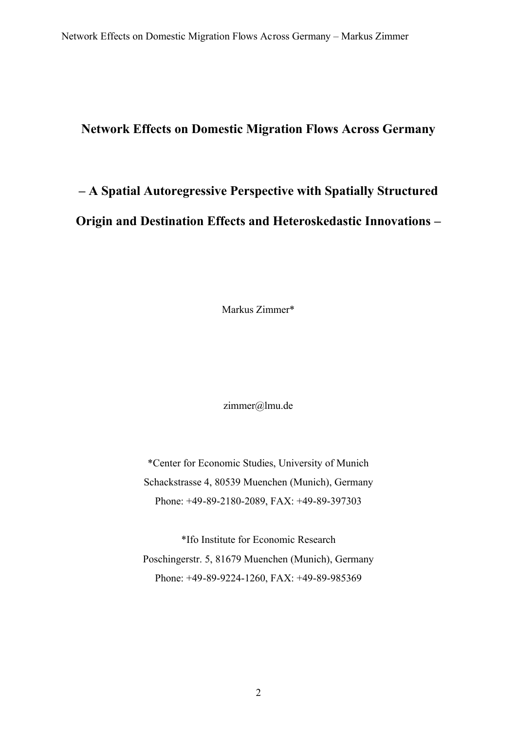# Network Effects on Domestic Migration Flows Across Germany

## – A Spatial Autoregressive Perspective with Spatially Structured Origin and Destination Effects and Heteroskedastic Innovations –

Markus Zimmer*

zimmer@lmu.de

*Center for Economic Studies, University of Munich
Schackstrasse 4, 80539 Muenchen (Munich), Germany
Phone: +49-89-2180-2089, FAX: +49-89-397303

*Ifo Institute for Economic Research
Poschingerstr. 5, 81679 Muenchen (Munich), Germany
Phone: +49-89-9224-1260, FAX: +49-89-985369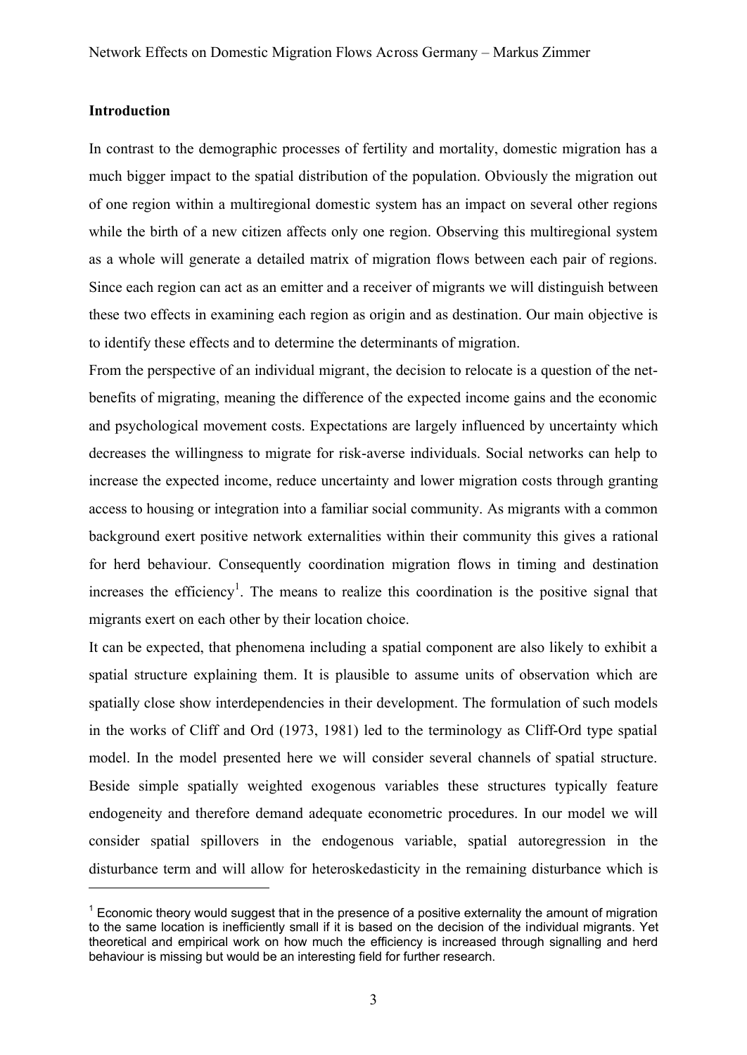## Introduction

In contrast to the demographic processes of fertility and mortality, domestic migration has a much bigger impact to the spatial distribution of the population. Obviously the migration out of one region within a multiregional domestic system has an impact on several other regions while the birth of a new citizen affects only one region. Observing this multiregional system as a whole will generate a detailed matrix of migration flows between each pair of regions. Since each region can act as an emitter and a receiver of migrants we will distinguish between these two effects in examining each region as origin and as destination. Our main objective is to identify these effects and to determine the determinants of migration.

From the perspective of an individual migrant, the decision to relocate is a question of the net-benefits of migrating, meaning the difference of the expected income gains and the economic and psychological movement costs. Expectations are largely influenced by uncertainty which decreases the willingness to migrate for risk-averse individuals. Social networks can help to increase the expected income, reduce uncertainty and lower migration costs through granting access to housing or integration into a familiar social community. As migrants with a common background exert positive network externalities within their community this gives a rational for herd behaviour. Consequently coordination migration flows in timing and destination increases the efficiency[1]. The means to realize this coordination is the positive signal that migrants exert on each other by their location choice.

It can be expected, that phenomena including a spatial component are also likely to exhibit a spatial structure explaining them. It is plausible to assume units of observation which are spatially close show interdependencies in their development. The formulation of such models in the works of Cliff and Ord (1973, 1981) led to the terminology as Cliff-Ord type spatial model. In the model presented here we will consider several channels of spatial structure. Beside simple spatially weighted exogenous variables these structures typically feature endogeneity and therefore demand adequate econometric procedures. In our model we will consider spatial spillovers in the endogenous variable, spatial autoregression in the disturbance term and will allow for heteroskedasticity in the remaining disturbance which is

[1] Economic theory would suggest that in the presence of a positive externality the amount of migration to the same location is inefficiently small if it is based on the decision of the individual migrants. Yet theoretical and empirical work on how much the efficiency is increased through signalling and herd behaviour is missing but would be an interesting field for further research.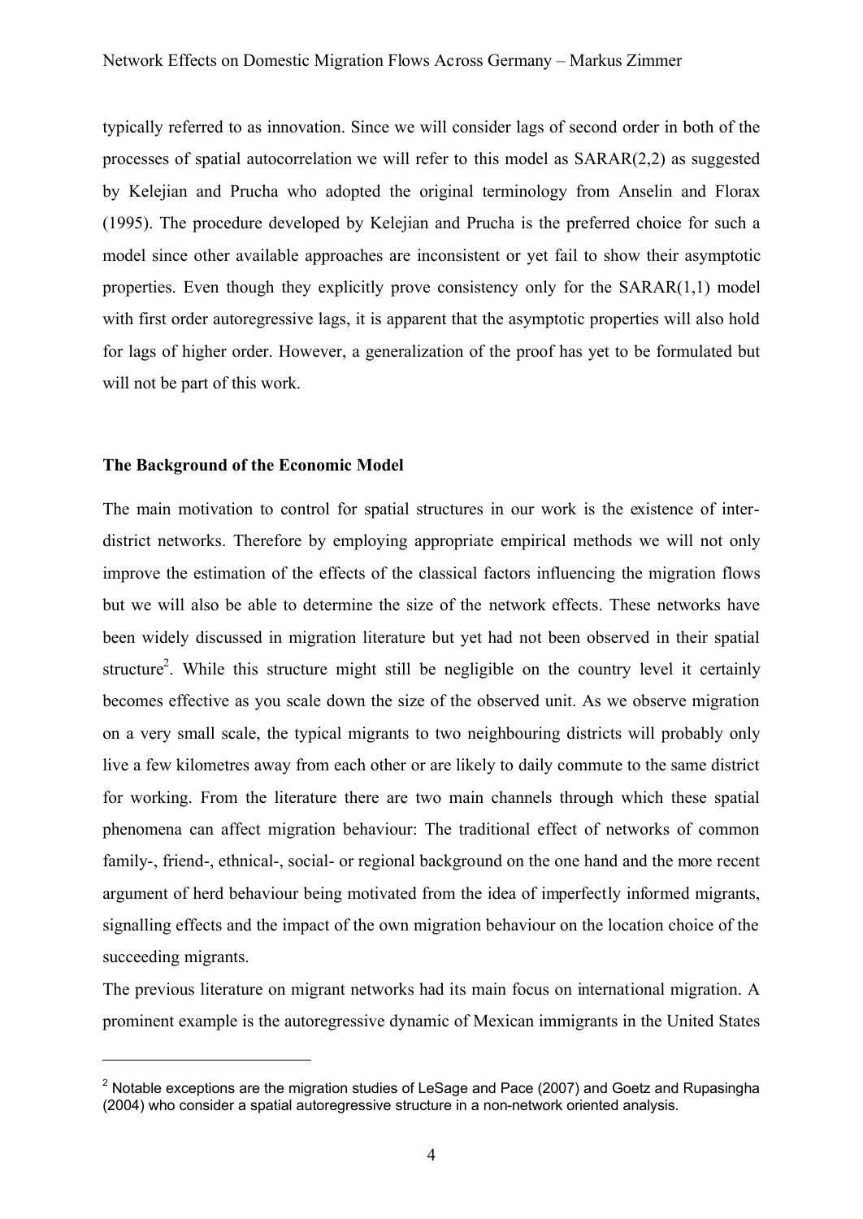typically referred to as innovation. Since we will consider lags of second order in both of the processes of spatial autocorrelation we will refer to this model as SARAR(2,2) as suggested by Kelejian and Prucha who adopted the original terminology from Anselin and Florax (1995). The procedure developed by Kelejian and Prucha is the preferred choice for such a model since other available approaches are inconsistent or yet fail to show their asymptotic properties. Even though they explicitly prove consistency only for the SARAR(1,1) model with first order autoregressive lags, it is apparent that the asymptotic properties will also hold for lags of higher order. However, a generalization of the proof has yet to be formulated but will not be part of this work.

**The Background of the Economic Model**

The main motivation to control for spatial structures in our work is the existence of inter-district networks. Therefore by employing appropriate empirical methods we will not only improve the estimation of the effects of the classical factors influencing the migration flows but we will also be able to determine the size of the network effects. These networks have been widely discussed in migration literature but yet had not been observed in their spatial structure[2]. While this structure might still be negligible on the country level it certainly becomes effective as you scale down the size of the observed unit. As we observe migration on a very small scale, the typical migrants to two neighbouring districts will probably only live a few kilometres away from each other or are likely to daily commute to the same district for working. From the literature there are two main channels through which these spatial phenomena can affect migration behaviour: The traditional effect of networks of common family-, friend-, ethnical-, social- or regional background on the one hand and the more recent argument of herd behaviour being motivated from the idea of imperfectly informed migrants, signalling effects and the impact of the own migration behaviour on the location choice of the succeeding migrants.

The previous literature on migrant networks had its main focus on international migration. A prominent example is the autoregressive dynamic of Mexican immigrants in the United States

[2] Notable exceptions are the migration studies of LeSage and Pace (2007) and Goetz and Rupasingha (2004) who consider a spatial autoregressive structure in a non-network oriented analysis.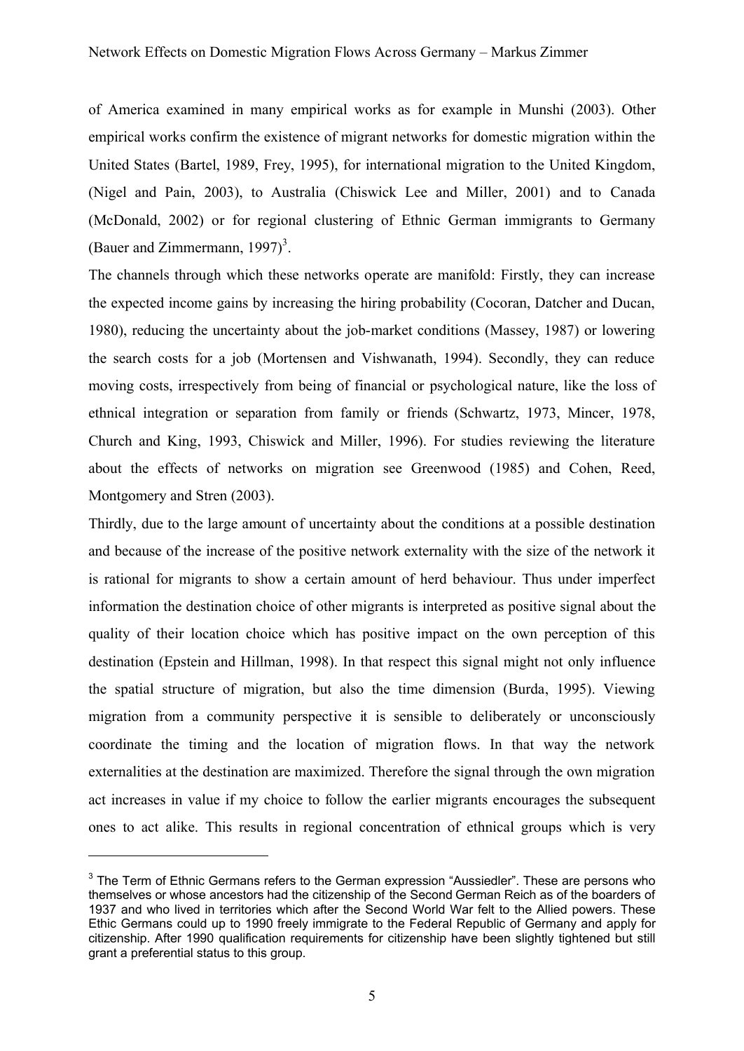of America examined in many empirical works as for example in Munshi (2003). Other empirical works confirm the existence of migrant networks for domestic migration within the United States (Bartel, 1989, Frey, 1995), for international migration to the United Kingdom, (Nigel and Pain, 2003), to Australia (Chiswick Lee and Miller, 2001) and to Canada (McDonald, 2002) or for regional clustering of Ethnic German immigrants to Germany (Bauer and Zimmermann, 1997)[3].

The channels through which these networks operate are manifold: Firstly, they can increase the expected income gains by increasing the hiring probability (Cocoran, Datcher and Ducan, 1980), reducing the uncertainty about the job-market conditions (Massey, 1987) or lowering the search costs for a job (Mortensen and Vishwanath, 1994). Secondly, they can reduce moving costs, irrespectively from being of financial or psychological nature, like the loss of ethnical integration or separation from family or friends (Schwartz, 1973, Mincer, 1978, Church and King, 1993, Chiswick and Miller, 1996). For studies reviewing the literature about the effects of networks on migration see Greenwood (1985) and Cohen, Reed, Montgomery and Stren (2003).

Thirdly, due to the large amount of uncertainty about the conditions at a possible destination and because of the increase of the positive network externality with the size of the network it is rational for migrants to show a certain amount of herd behaviour. Thus under imperfect information the destination choice of other migrants is interpreted as positive signal about the quality of their location choice which has positive impact on the own perception of this destination (Epstein and Hillman, 1998). In that respect this signal might not only influence the spatial structure of migration, but also the time dimension (Burda, 1995). Viewing migration from a community perspective it is sensible to deliberately or unconsciously coordinate the timing and the location of migration flows. In that way the network externalities at the destination are maximized. Therefore the signal through the own migration act increases in value if my choice to follow the earlier migrants encourages the subsequent ones to act alike. This results in regional concentration of ethnical groups which is very

[3] The Term of Ethnic Germans refers to the German expression "Aussiedler". These are persons who themselves or whose ancestors had the citizenship of the Second German Reich as of the boarders of 1937 and who lived in territories which after the Second World War felt to the Allied powers. These Ethic Germans could up to 1990 freely immigrate to the Federal Republic of Germany and apply for citizenship. After 1990 qualification requirements for citizenship have been slightly tightened but still grant a preferential status to this group.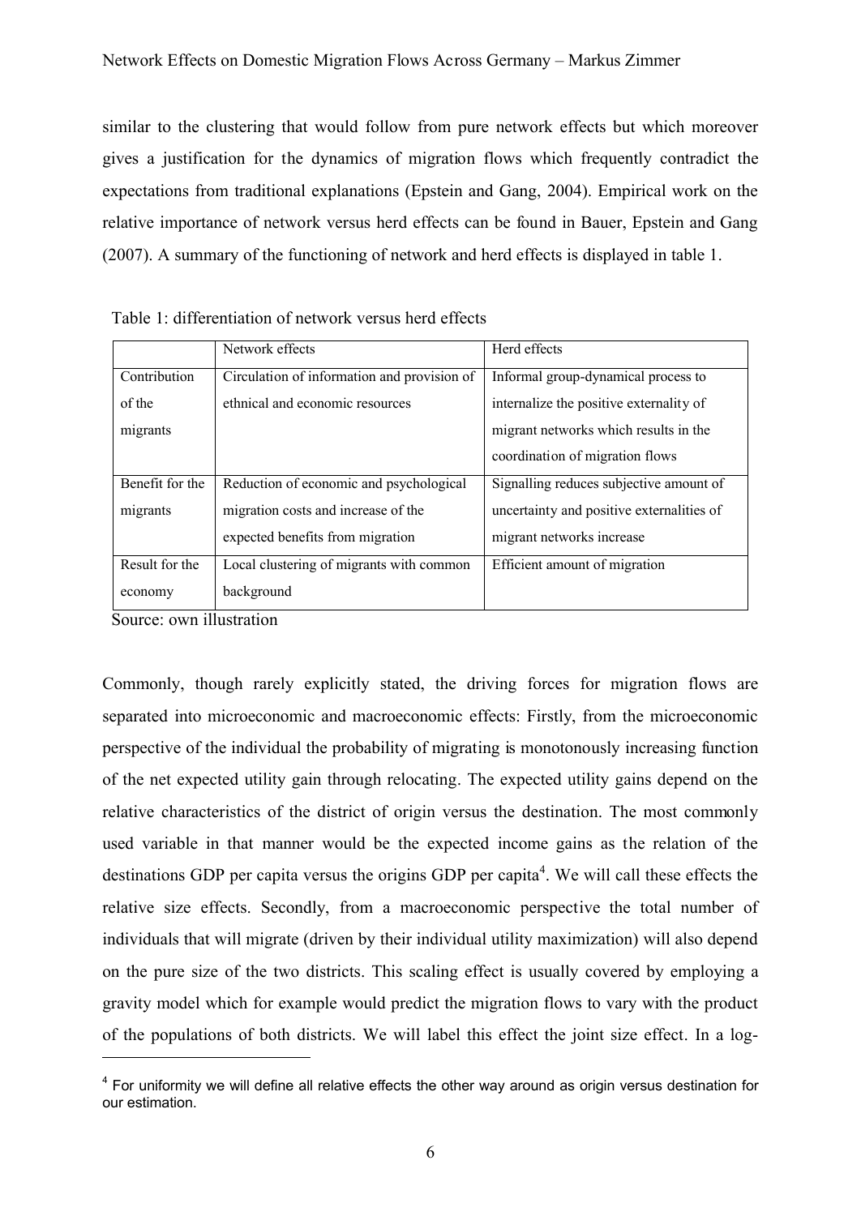similar to the clustering that would follow from pure network effects but which moreover gives a justification for the dynamics of migration flows which frequently contradict the expectations from traditional explanations (Epstein and Gang, 2004). Empirical work on the relative importance of network versus herd effects can be found in Bauer, Epstein and Gang (2007). A summary of the functioning of network and herd effects is displayed in table 1.

Table 1: differentiation of network versus herd effects

| | Network effects | Herd effects |
|---|---|---|
| Contribution of the migrants | Circulation of information and provision of ethnical and economic resources | Informal group-dynamical process to internalize the positive externality of migrant networks which results in the coordination of migration flows |
| Benefit for the migrants | Reduction of economic and psychological migration costs and increase of the expected benefits from migration | Signalling reduces subjective amount of uncertainty and positive externalities of migrant networks increase |
| Result for the economy | Local clustering of migrants with common background | Efficient amount of migration |

Source: own illustration

Commonly, though rarely explicitly stated, the driving forces for migration flows are separated into microeconomic and macroeconomic effects: Firstly, from the microeconomic perspective of the individual the probability of migrating is monotonously increasing function of the net expected utility gain through relocating. The expected utility gains depend on the relative characteristics of the district of origin versus the destination. The most commonly used variable in that manner would be the expected income gains as the relation of the destinations GDP per capita versus the origins GDP per capita[4]. We will call these effects the relative size effects. Secondly, from a macroeconomic perspective the total number of individuals that will migrate (driven by their individual utility maximization) will also depend on the pure size of the two districts. This scaling effect is usually covered by employing a gravity model which for example would predict the migration flows to vary with the product of the populations of both districts. We will label this effect the joint size effect. In a log-

[4] For uniformity we will define all relative effects the other way around as origin versus destination for our estimation.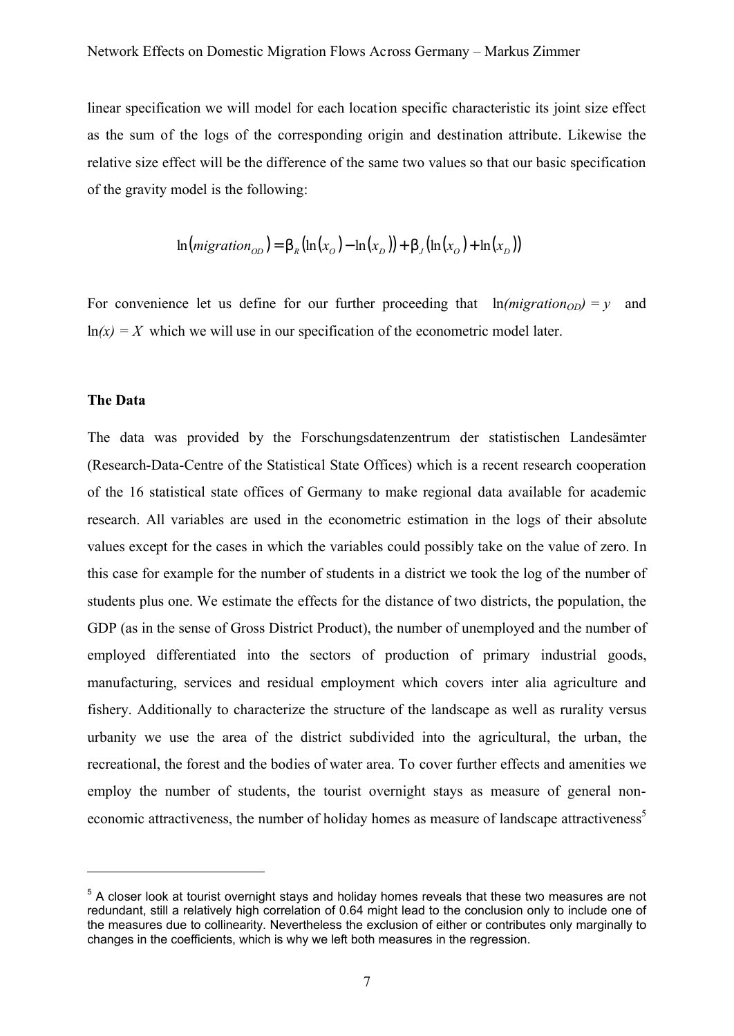linear specification we will model for each location specific characteristic its joint size effect as the sum of the logs of the corresponding origin and destination attribute. Likewise the relative size effect will be the difference of the same two values so that our basic specification of the gravity model is the following:

$$\ln(migration_{OD}) = \beta_R(\ln(x_O) - \ln(x_D)) + \beta_J(\ln(x_O) + \ln(x_D))$$

For convenience let us define for our further proceeding that $\ln(migration_{OD}) = y$ and $\ln(x) = X$ which we will use in our specification of the econometric model later.

**The Data**

The data was provided by the Forschungsdatenzentrum der statistischen Landesämter (Research-Data-Centre of the Statistical State Offices) which is a recent research cooperation of the 16 statistical state offices of Germany to make regional data available for academic research. All variables are used in the econometric estimation in the logs of their absolute values except for the cases in which the variables could possibly take on the value of zero. In this case for example for the number of students in a district we took the log of the number of students plus one. We estimate the effects for the distance of two districts, the population, the GDP (as in the sense of Gross District Product), the number of unemployed and the number of employed differentiated into the sectors of production of primary industrial goods, manufacturing, services and residual employment which covers inter alia agriculture and fishery. Additionally to characterize the structure of the landscape as well as rurality versus urbanity we use the area of the district subdivided into the agricultural, the urban, the recreational, the forest and the bodies of water area. To cover further effects and amenities we employ the number of students, the tourist overnight stays as measure of general non-economic attractiveness, the number of holiday homes as measure of landscape attractiveness[5]

---

[5] A closer look at tourist overnight stays and holiday homes reveals that these two measures are not redundant, still a relatively high correlation of 0.64 might lead to the conclusion only to include one of the measures due to collinearity. Nevertheless the exclusion of either or contributes only marginally to changes in the coefficients, which is why we left both measures in the regression.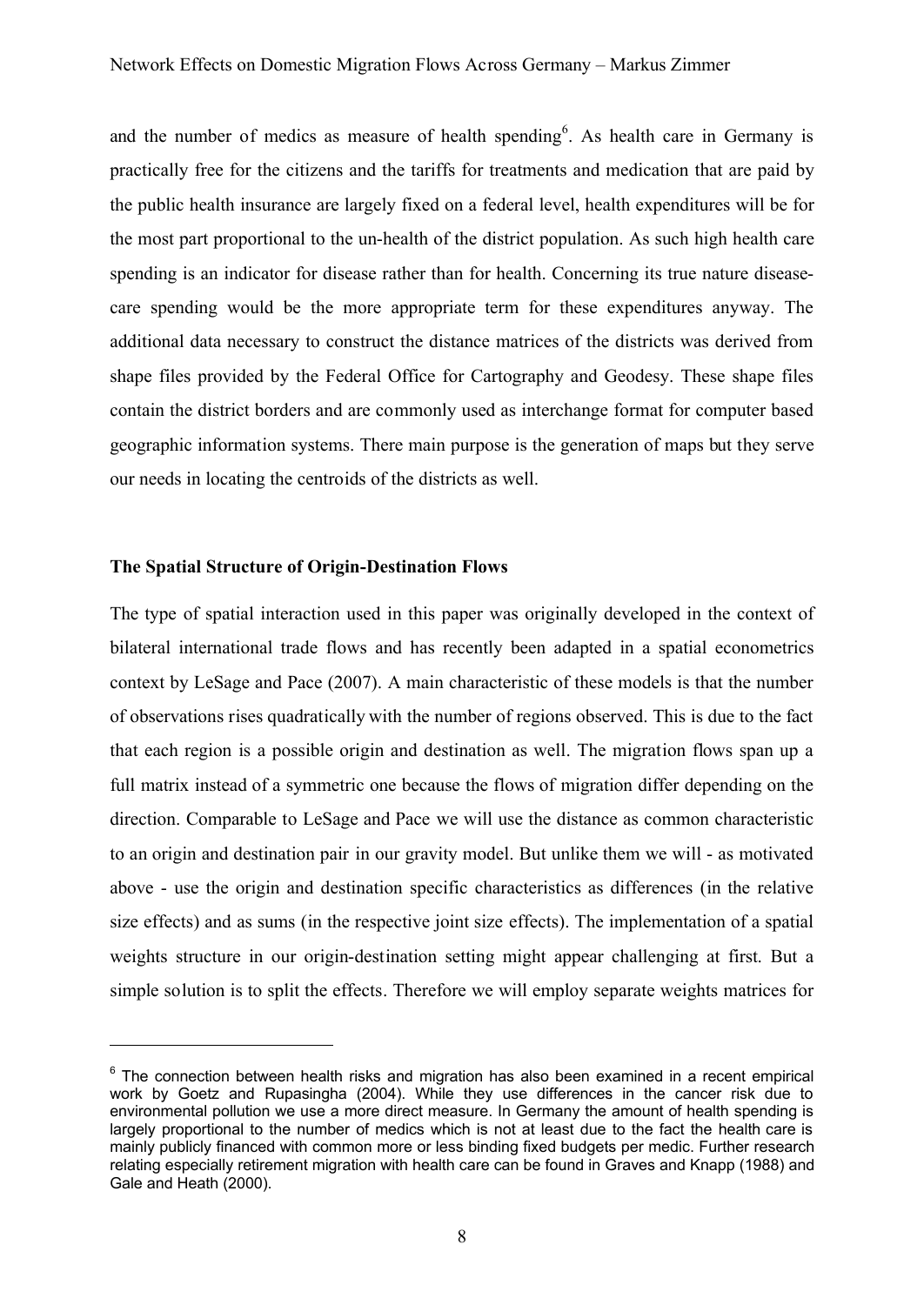and the number of medics as measure of health spending[6]. As health care in Germany is practically free for the citizens and the tariffs for treatments and medication that are paid by the public health insurance are largely fixed on a federal level, health expenditures will be for the most part proportional to the un-health of the district population. As such high health care spending is an indicator for disease rather than for health. Concerning its true nature disease-care spending would be the more appropriate term for these expenditures anyway. The additional data necessary to construct the distance matrices of the districts was derived from shape files provided by the Federal Office for Cartography and Geodesy. These shape files contain the district borders and are commonly used as interchange format for computer based geographic information systems. There main purpose is the generation of maps but they serve our needs in locating the centroids of the districts as well.

**The Spatial Structure of Origin-Destination Flows**

The type of spatial interaction used in this paper was originally developed in the context of bilateral international trade flows and has recently been adapted in a spatial econometrics context by LeSage and Pace (2007). A main characteristic of these models is that the number of observations rises quadratically with the number of regions observed. This is due to the fact that each region is a possible origin and destination as well. The migration flows span up a full matrix instead of a symmetric one because the flows of migration differ depending on the direction. Comparable to LeSage and Pace we will use the distance as common characteristic to an origin and destination pair in our gravity model. But unlike them we will - as motivated above - use the origin and destination specific characteristics as differences (in the relative size effects) and as sums (in the respective joint size effects). The implementation of a spatial weights structure in our origin-destination setting might appear challenging at first. But a simple solution is to split the effects. Therefore we will employ separate weights matrices for

[6] The connection between health risks and migration has also been examined in a recent empirical work by Goetz and Rupasingha (2004). While they use differences in the cancer risk due to environmental pollution we use a more direct measure. In Germany the amount of health spending is largely proportional to the number of medics which is not at least due to the fact the health care is mainly publicly financed with common more or less binding fixed budgets per medic. Further research relating especially retirement migration with health care can be found in Graves and Knapp (1988) and Gale and Heath (2000).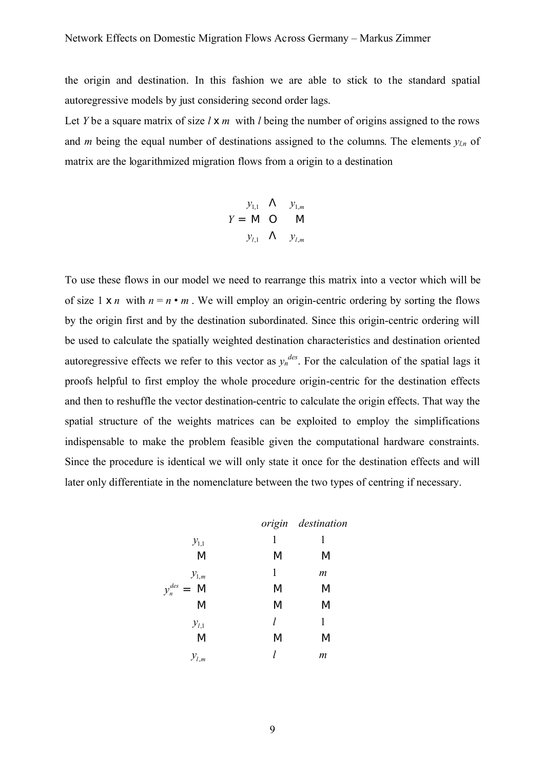the origin and destination. In this fashion we are able to stick to the standard spatial autoregressive models by just considering second order lags.

Let $Y$ be a square matrix of size $l \times m$ with $l$ being the number of origins assigned to the rows and $m$ being the equal number of destinations assigned to the columns. The elements $y_{l,n}$ of matrix are the logarithmized migration flows from a origin to a destination

$$Y = \begin{pmatrix} y_{1,1} & \cdots & y_{1,m} \\ \vdots & \ddots & \vdots \\ y_{l,1} & \cdots & y_{l,m} \end{pmatrix}$$

To use these flows in our model we need to rearrange this matrix into a vector which will be of size $1 \times n$ with $n = n \cdot m$. We will employ an origin-centric ordering by sorting the flows by the origin first and by the destination subordinated. Since this origin-centric ordering will be used to calculate the spatially weighted destination characteristics and destination oriented autoregressive effects we refer to this vector as $y_n^{des}$. For the calculation of the spatial lags it proofs helpful to first employ the whole procedure origin-centric for the destination effects and then to reshuffle the vector destination-centric to calculate the origin effects. That way the spatial structure of the weights matrices can be exploited to employ the simplifications indispensable to make the problem feasible given the computational hardware constraints. Since the procedure is identical we will only state it once for the destination effects and will later only differentiate in the nomenclature between the two types of centring if necessary.

$$y_n^{des} = \begin{pmatrix} y_{1,1} \\ \vdots \\ y_{1,m} \\ \vdots \\ \vdots \\ y_{l,1} \\ \vdots \\ y_{l,m} \end{pmatrix} \qquad \begin{matrix} \textit{origin} & \textit{destination} \\ 1 & 1 \\ \vdots & \vdots \\ 1 & m \\ \vdots & \vdots \\ \vdots & \vdots \\ l & 1 \\ \vdots & \vdots \\ l & m \end{matrix}$$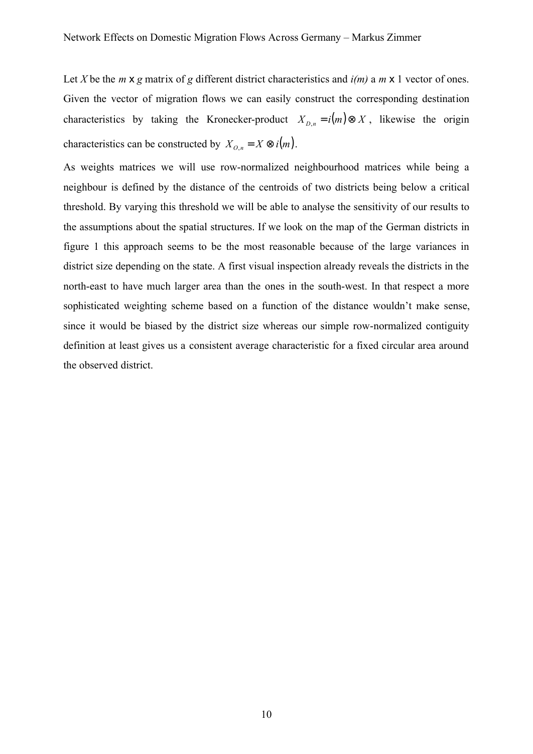Let $X$ be the $m$ x $g$ matrix of $g$ different district characteristics and $i(m)$ a $m$ x 1 vector of ones. Given the vector of migration flows we can easily construct the corresponding destination characteristics by taking the Kronecker-product $X_{D,n} = i(m) \otimes X$, likewise the origin characteristics can be constructed by $X_{O,n} = X \otimes i(m)$.

As weights matrices we will use row-normalized neighbourhood matrices while being a neighbour is defined by the distance of the centroids of two districts being below a critical threshold. By varying this threshold we will be able to analyse the sensitivity of our results to the assumptions about the spatial structures. If we look on the map of the German districts in figure 1 this approach seems to be the most reasonable because of the large variances in district size depending on the state. A first visual inspection already reveals the districts in the north-east to have much larger area than the ones in the south-west. In that respect a more sophisticated weighting scheme based on a function of the distance wouldn't make sense, since it would be biased by the district size whereas our simple row-normalized contiguity definition at least gives us a consistent average characteristic for a fixed circular area around the observed district.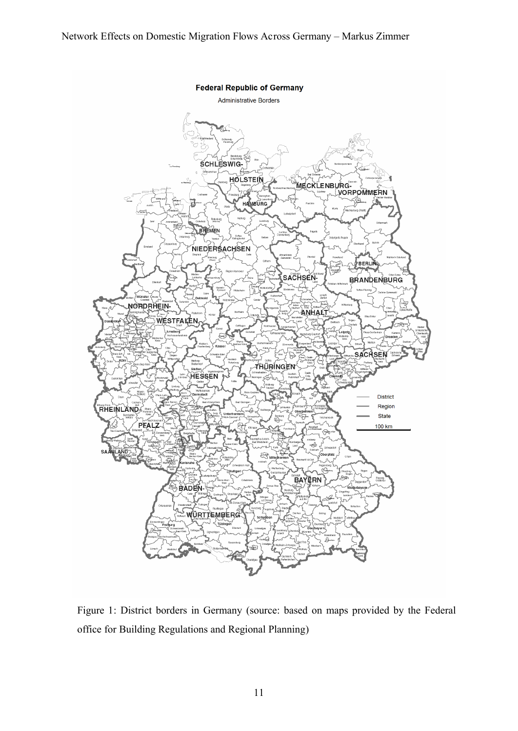Figure 1: District borders in Germany (source: based on maps provided by the Federal office for Building Regulations and Regional Planning)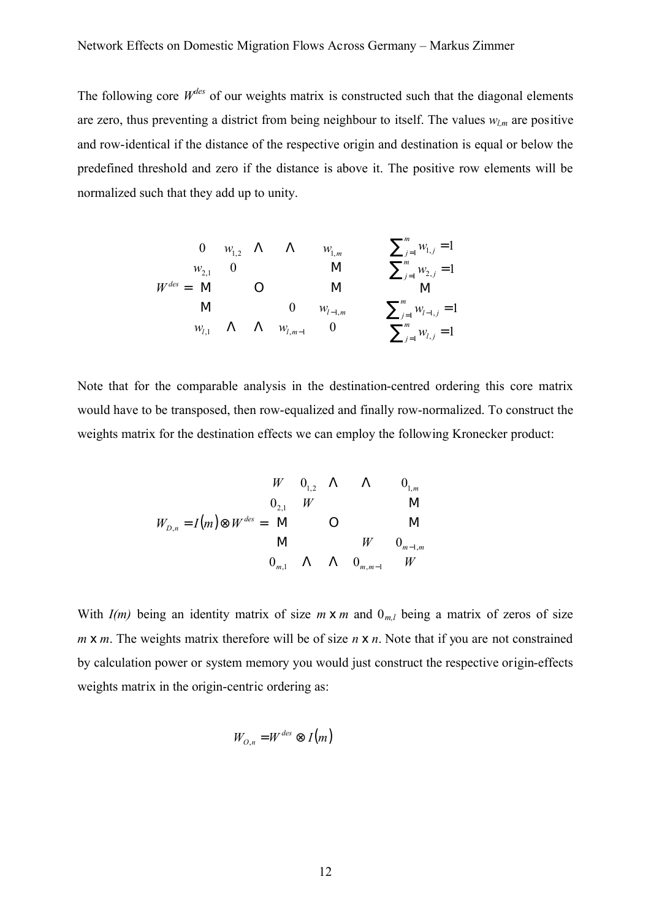The following core $W^{des}$ of our weights matrix is constructed such that the diagonal elements are zero, thus preventing a district from being neighbour to itself. The values $w_{l,m}$ are positive and row-identical if the distance of the respective origin and destination is equal or below the predefined threshold and zero if the distance is above it. The positive row elements will be normalized such that they add up to unity.

$$
W^{des} = \begin{pmatrix}
0 & w_{1,2} & \cdots & \cdots & w_{1,m} \\
w_{2,1} & 0 & & & \vdots \\
\vdots & & \ddots & & \vdots \\
\vdots & & & 0 & w_{l-1,m} \\
w_{l,1} & \cdots & \cdots & w_{l,m-1} & 0
\end{pmatrix}
\quad
\begin{matrix}
\sum_{j=1}^{m} w_{1,j} = 1 \\
\sum_{j=1}^{m} w_{2,j} = 1 \\
\vdots \\
\sum_{j=1}^{m} w_{l-1,j} = 1 \\
\sum_{j=1}^{m} w_{l,j} = 1
\end{matrix}
$$

Note that for the comparable analysis in the destination-centred ordering this core matrix would have to be transposed, then row-equalized and finally row-normalized. To construct the weights matrix for the destination effects we can employ the following Kronecker product:

$$
W_{D,n} = I(m) \otimes W^{des} = \begin{pmatrix}
W & 0_{1,2} & \cdots & \cdots & 0_{1,m} \\
0_{2,1} & W & & & \vdots \\
\vdots & & \ddots & & \vdots \\
\vdots & & & W & 0_{m-1,m} \\
0_{m,1} & \cdots & \cdots & 0_{m,m-1} & W
\end{pmatrix}
$$

With $I(m)$ being an identity matrix of size $m \times m$ and $0_{m,l}$ being a matrix of zeros of size $m \times m$. The weights matrix therefore will be of size $n \times n$. Note that if you are not constrained by calculation power or system memory you would just construct the respective origin-effects weights matrix in the origin-centric ordering as:

$$
W_{O,n} = W^{des} \otimes I(m)
$$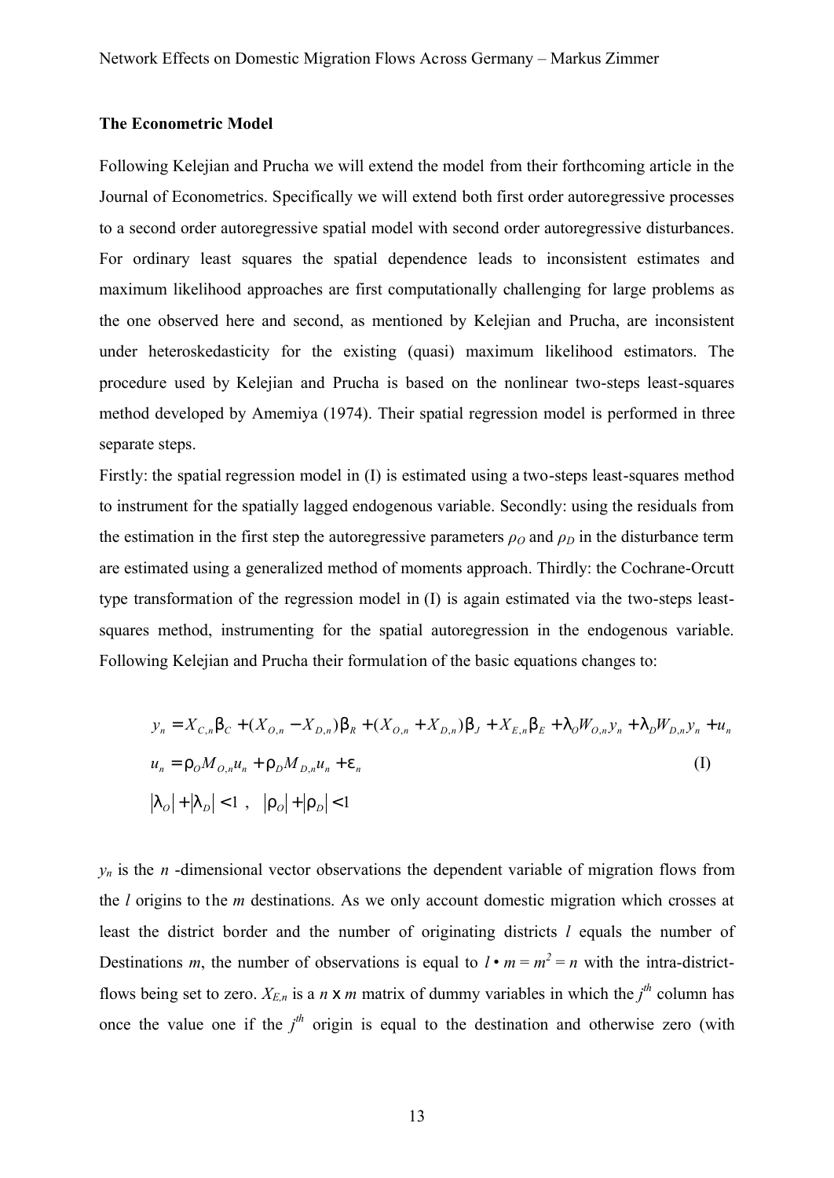**The Econometric Model**

Following Kelejian and Prucha we will extend the model from their forthcoming article in the Journal of Econometrics. Specifically we will extend both first order autoregressive processes to a second order autoregressive spatial model with second order autoregressive disturbances. For ordinary least squares the spatial dependence leads to inconsistent estimates and maximum likelihood approaches are first computationally challenging for large problems as the one observed here and second, as mentioned by Kelejian and Prucha, are inconsistent under heteroskedasticity for the existing (quasi) maximum likelihood estimators. The procedure used by Kelejian and Prucha is based on the nonlinear two-steps least-squares method developed by Amemiya (1974). Their spatial regression model is performed in three separate steps.

Firstly: the spatial regression model in (I) is estimated using a two-steps least-squares method to instrument for the spatially lagged endogenous variable. Secondly: using the residuals from the estimation in the first step the autoregressive parameters $\rho_O$ and $\rho_D$ in the disturbance term are estimated using a generalized method of moments approach. Thirdly: the Cochrane-Orcutt type transformation of the regression model in (I) is again estimated via the two-steps least-squares method, instrumenting for the spatial autoregression in the endogenous variable. Following Kelejian and Prucha their formulation of the basic equations changes to:

$$
\begin{aligned}
&y_n = X_{C,n}\beta_C + (X_{O,n} - X_{D,n})\beta_R + (X_{O,n} + X_{D,n})\beta_J + X_{E,n}\beta_E + \lambda_O W_{O,n} y_n + \lambda_D W_{D,n} y_n + u_n \\
&u_n = \rho_O M_{O,n} u_n + \rho_D M_{D,n} u_n + \varepsilon_n \qquad\qquad\qquad\qquad\qquad\qquad\qquad\qquad \text{(I)} \\
&|\lambda_O| + |\lambda_D| < 1 \ , \quad |\rho_O| + |\rho_D| < 1
\end{aligned}
$$

$y_n$ is the $n$ -dimensional vector observations the dependent variable of migration flows from the $l$ origins to the $m$ destinations. As we only account domestic migration which crosses at least the district border and the number of originating districts $l$ equals the number of Destinations $m$, the number of observations is equal to $l \bullet m = m^2 = n$ with the intra-district-flows being set to zero. $X_{E,n}$ is a $n$ x $m$ matrix of dummy variables in which the $j^{th}$ column has once the value one if the $j^{th}$ origin is equal to the destination and otherwise zero (with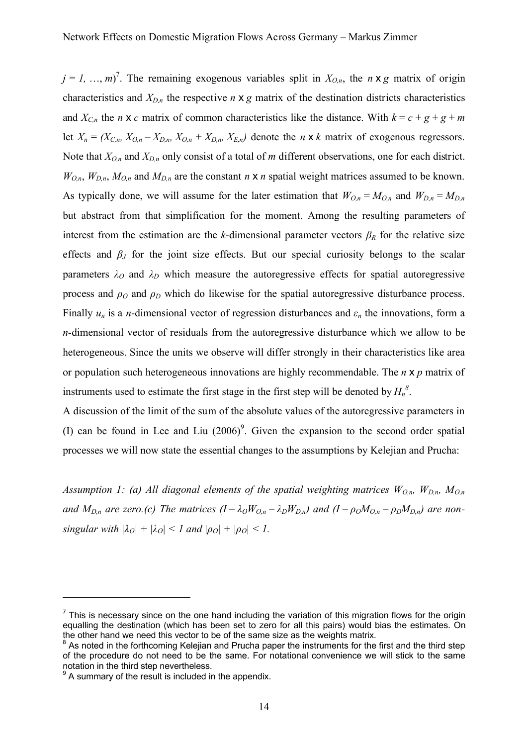$j = 1, \ldots, m$)[7]. The remaining exogenous variables split in $X_{O,n}$, the $n \times g$ matrix of origin characteristics and $X_{D,n}$ the respective $n \times g$ matrix of the destination districts characteristics and $X_{C,n}$ the $n \times c$ matrix of common characteristics like the distance. With $k = c + g + g + m$ let $X_n = (X_{C,n}, X_{O,n} - X_{D,n}, X_{O,n} + X_{D,n}, X_{E,n})$ denote the $n \times k$ matrix of exogenous regressors. Note that $X_{O,n}$ and $X_{D,n}$ only consist of a total of $m$ different observations, one for each district. $W_{O,n}$, $W_{D,n}$, $M_{O,n}$ and $M_{D,n}$ are the constant $n \times n$ spatial weight matrices assumed to be known. As typically done, we will assume for the later estimation that $W_{O,n} = M_{O,n}$ and $W_{D,n} = M_{D,n}$ but abstract from that simplification for the moment. Among the resulting parameters of interest from the estimation are the $k$-dimensional parameter vectors $\beta_R$ for the relative size effects and $\beta_J$ for the joint size effects. But our special curiosity belongs to the scalar parameters $\lambda_O$ and $\lambda_D$ which measure the autoregressive effects for spatial autoregressive process and $\rho_O$ and $\rho_D$ which do likewise for the spatial autoregressive disturbance process. Finally $u_n$ is a $n$-dimensional vector of regression disturbances and $\varepsilon_n$ the innovations, form a $n$-dimensional vector of residuals from the autoregressive disturbance which we allow to be heterogeneous. Since the units we observe will differ strongly in their characteristics like area or population such heterogeneous innovations are highly recommendable. The $n \times p$ matrix of instruments used to estimate the first stage in the first step will be denoted by $H_n$[8].

A discussion of the limit of the sum of the absolute values of the autoregressive parameters in (I) can be found in Lee and Liu (2006)[9]. Given the expansion to the second order spatial processes we will now state the essential changes to the assumptions by Kelejian and Prucha:

*Assumption 1: (a) All diagonal elements of the spatial weighting matrices $W_{O,n}$, $W_{D,n}$, $M_{O,n}$ and $M_{D,n}$ are zero.(c) The matrices $(I - \lambda_O W_{O,n} - \lambda_D W_{D,n})$ and $(I - \rho_O M_{O,n} - \rho_D M_{D,n})$ are non-singular with $|\lambda_O| + |\lambda_O| < 1$ and $|\rho_O| + |\rho_O| < 1$.*

---

[7] This is necessary since on the one hand including the variation of this migration flows for the origin equalling the destination (which has been set to zero for all this pairs) would bias the estimates. On the other hand we need this vector to be of the same size as the weights matrix.

[8] As noted in the forthcoming Kelejian and Prucha paper the instruments for the first and the third step of the procedure do not need to be the same. For notational convenience we will stick to the same notation in the third step nevertheless.

[9] A summary of the result is included in the appendix.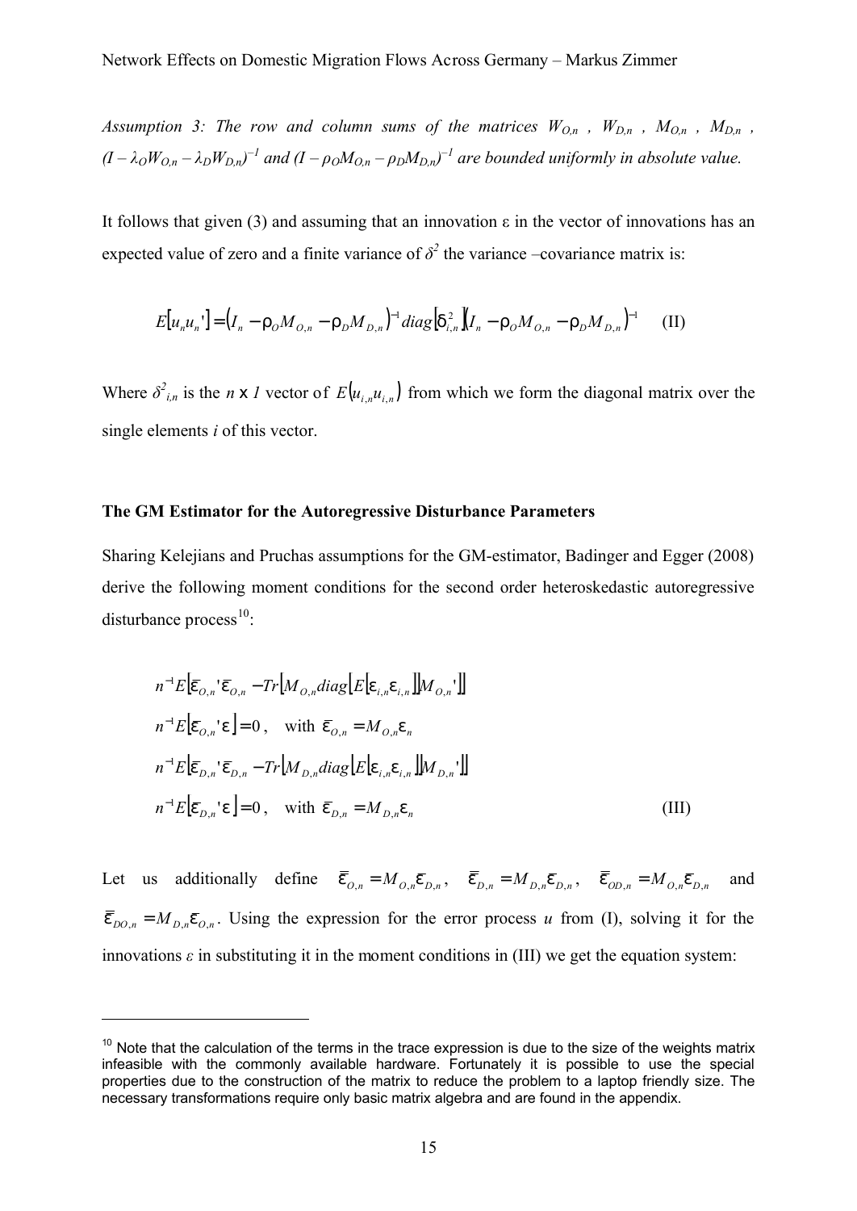*Assumption 3: The row and column sums of the matrices $W_{O,n}$ , $W_{D,n}$ , $M_{O,n}$ , $M_{D,n}$ , $(I - \lambda_O W_{O,n} - \lambda_D W_{D,n})^{-1}$ and $(I - \rho_O M_{O,n} - \rho_D M_{D,n})^{-1}$ are bounded uniformly in absolute value.*

It follows that given (3) and assuming that an innovation ε in the vector of innovations has an expected value of zero and a finite variance of $\delta^2$ the variance –covariance matrix is:

$$E[u_n u_n'] = (I_n - \rho_O M_{O,n} - \rho_D M_{D,n})^{-1} diag[\delta_{i,n}^2](I_n - \rho_O M_{O,n} - \rho_D M_{D,n})^{-1} \quad \text{(II)}$$

Where $\delta^2_{i,n}$ is the $n$ x $1$ vector of $E(u_{i,n} u_{i,n})$ from which we form the diagonal matrix over the single elements $i$ of this vector.

**The GM Estimator for the Autoregressive Disturbance Parameters**

Sharing Kelejians and Pruchas assumptions for the GM-estimator, Badinger and Egger (2008) derive the following moment conditions for the second order heteroskedastic autoregressive disturbance process[10]:

$$
\begin{aligned}
& n^{-1}E\left[\bar{\varepsilon}_{O,n}'\bar{\varepsilon}_{O,n} - Tr\left[M_{O,n} diag\left[E\left[\varepsilon_{i,n}\varepsilon_{i,n}\right]\right]M_{O,n}'\right]\right] \\
& n^{-1}E\left[\bar{\varepsilon}_{O,n}'\varepsilon\right] = 0, \quad \text{with } \bar{\varepsilon}_{O,n} = M_{O,n}\varepsilon_n \\
& n^{-1}E\left[\bar{\varepsilon}_{D,n}'\bar{\varepsilon}_{D,n} - Tr\left[M_{D,n} diag\left[E\left[\varepsilon_{i,n}\varepsilon_{i,n}\right]\right]M_{D,n}'\right]\right] \\
& n^{-1}E\left[\bar{\varepsilon}_{D,n}'\varepsilon\right] = 0, \quad \text{with } \bar{\varepsilon}_{D,n} = M_{D,n}\varepsilon_n
\end{aligned} \quad \text{(III)}
$$

Let us additionally define $\bar{\bar{\varepsilon}}_{O,n} = M_{O,n}\bar{\varepsilon}_{D,n}$, $\bar{\bar{\varepsilon}}_{D,n} = M_{D,n}\bar{\varepsilon}_{D,n}$, $\bar{\bar{\varepsilon}}_{OD,n} = M_{O,n}\bar{\varepsilon}_{D,n}$ and $\bar{\bar{\varepsilon}}_{DO,n} = M_{D,n}\bar{\varepsilon}_{O,n}$. Using the expression for the error process $u$ from (I), solving it for the innovations $\varepsilon$ in substituting it in the moment conditions in (III) we get the equation system:

[10] Note that the calculation of the terms in the trace expression is due to the size of the weights matrix infeasible with the commonly available hardware. Fortunately it is possible to use the special properties due to the construction of the matrix to reduce the problem to a laptop friendly size. The necessary transformations require only basic matrix algebra and are found in the appendix.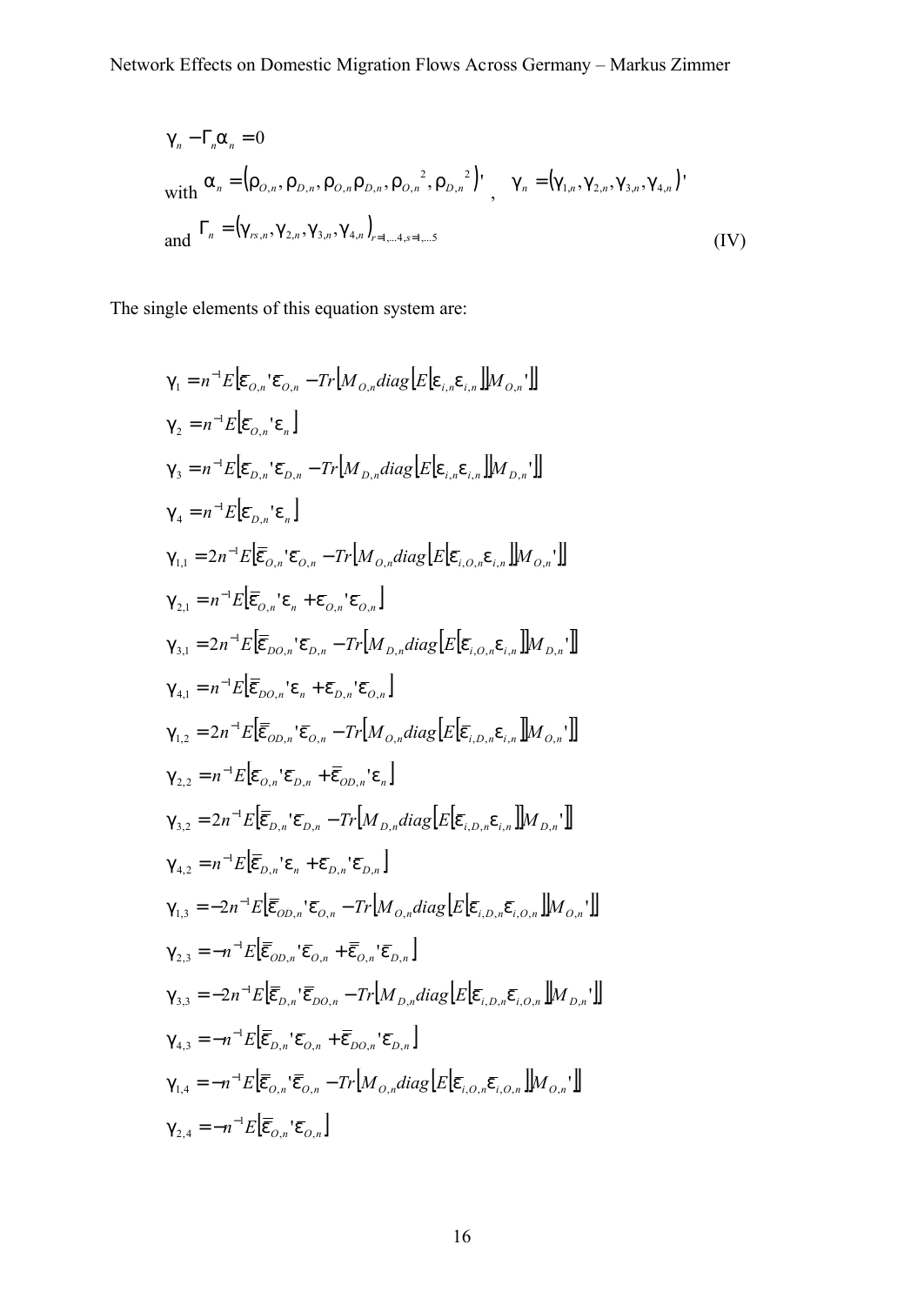$$\gamma_n - \Gamma_n \alpha_n = 0$$

with $\alpha_n = \left(\rho_{O,n}, \rho_{D,n}, \rho_{O,n}\rho_{D,n}, \rho_{O,n}{}^2, \rho_{D,n}{}^2\right)'$ , $\gamma_n = \left(\gamma_{1,n}, \gamma_{2,n}, \gamma_{3,n}, \gamma_{4,n}\right)'$

and $\Gamma_n = \left(\gamma_{rs,n}, \gamma_{2,n}, \gamma_{3,n}, \gamma_{4,n}\right)_{r=1,\ldots 4, s=1,\ldots 5}$ (IV)

The single elements of this equation system are:

$$\gamma_1 = n^{-1} E\left[\overline{\varepsilon}_{O,n}{}'\overline{\varepsilon}_{O,n} - Tr\left[M_{O,n} diag\left[E\left[\varepsilon_{i,n}\varepsilon_{i,n}\right]\right]M_{O,n}{}'\right]\right]$$

$$\gamma_2 = n^{-1} E\left[\overline{\varepsilon}_{O,n}{}'\varepsilon_n\right]$$

$$\gamma_3 = n^{-1} E\left[\overline{\varepsilon}_{D,n}{}'\overline{\varepsilon}_{D,n} - Tr\left[M_{D,n} diag\left[E\left[\varepsilon_{i,n}\varepsilon_{i,n}\right]\right]M_{D,n}{}'\right]\right]$$

$$\gamma_4 = n^{-1} E\left[\overline{\varepsilon}_{D,n}{}'\varepsilon_n\right]$$

$$\gamma_{1,1} = 2n^{-1} E\left[\overline{\overline{\varepsilon}}_{O,n}{}'\overline{\varepsilon}_{O,n} - Tr\left[M_{O,n} diag\left[E\left[\overline{\varepsilon}_{i,O,n}\varepsilon_{i,n}\right]\right]M_{O,n}{}'\right]\right]$$

$$\gamma_{2,1} = n^{-1} E\left[\overline{\overline{\varepsilon}}_{O,n}{}'\varepsilon_n + \overline{\varepsilon}_{O,n}{}'\overline{\varepsilon}_{O,n}\right]$$

$$\gamma_{3,1} = 2n^{-1} E\left[\overline{\overline{\varepsilon}}_{DO,n}{}'\overline{\varepsilon}_{D,n} - Tr\left[M_{D,n} diag\left[E\left[\overline{\varepsilon}_{i,O,n}\varepsilon_{i,n}\right]\right]M_{D,n}{}'\right]\right]$$

$$\gamma_{4,1} = n^{-1} E\left[\overline{\overline{\varepsilon}}_{DO,n}{}'\varepsilon_n + \overline{\varepsilon}_{D,n}{}'\overline{\varepsilon}_{O,n}\right]$$

$$\gamma_{1,2} = 2n^{-1} E\left[\overline{\overline{\varepsilon}}_{OD,n}{}'\overline{\varepsilon}_{O,n} - Tr\left[M_{O,n} diag\left[E\left[\overline{\varepsilon}_{i,D,n}\varepsilon_{i,n}\right]\right]M_{O,n}{}'\right]\right]$$

$$\gamma_{2,2} = n^{-1} E\left[\overline{\varepsilon}_{O,n}{}'\overline{\varepsilon}_{D,n} + \overline{\overline{\varepsilon}}_{OD,n}{}'\varepsilon_n\right]$$

$$\gamma_{3,2} = 2n^{-1} E\left[\overline{\overline{\varepsilon}}_{D,n}{}'\overline{\varepsilon}_{D,n} - Tr\left[M_{D,n} diag\left[E\left[\overline{\varepsilon}_{i,D,n}\varepsilon_{i,n}\right]\right]M_{D,n}{}'\right]\right]$$

$$\gamma_{4,2} = n^{-1} E\left[\overline{\overline{\varepsilon}}_{D,n}{}'\varepsilon_n + \overline{\varepsilon}_{D,n}{}'\overline{\varepsilon}_{D,n}\right]$$

$$\gamma_{1,3} = -2n^{-1} E\left[\overline{\overline{\varepsilon}}_{OD,n}{}'\overline{\varepsilon}_{O,n} - Tr\left[M_{O,n} diag\left[E\left[\overline{\varepsilon}_{i,D,n}\overline{\varepsilon}_{i,O,n}\right]\right]M_{O,n}{}'\right]\right]$$

$$\gamma_{2,3} = -n^{-1} E\left[\overline{\overline{\varepsilon}}_{OD,n}{}'\overline{\varepsilon}_{O,n} + \overline{\overline{\varepsilon}}_{O,n}{}'\overline{\varepsilon}_{D,n}\right]$$

$$\gamma_{3,3} = -2n^{-1} E\left[\overline{\overline{\varepsilon}}_{D,n}{}'\overline{\overline{\varepsilon}}_{DO,n} - Tr\left[M_{D,n} diag\left[E\left[\overline{\varepsilon}_{i,D,n}\overline{\varepsilon}_{i,O,n}\right]\right]M_{D,n}{}'\right]\right]$$

$$\gamma_{4,3} = -n^{-1} E\left[\overline{\overline{\varepsilon}}_{D,n}{}'\overline{\varepsilon}_{O,n} + \overline{\overline{\varepsilon}}_{DO,n}{}'\overline{\varepsilon}_{D,n}\right]$$

$$\gamma_{1,4} = -n^{-1} E\left[\overline{\overline{\varepsilon}}_{O,n}{}'\overline{\overline{\varepsilon}}_{O,n} - Tr\left[M_{O,n} diag\left[E\left[\overline{\varepsilon}_{i,O,n}\overline{\varepsilon}_{i,O,n}\right]\right]M_{O,n}{}'\right]\right]$$

$$\gamma_{2,4} = -n^{-1} E\left[\overline{\overline{\varepsilon}}_{O,n}{}'\overline{\varepsilon}_{O,n}\right]$$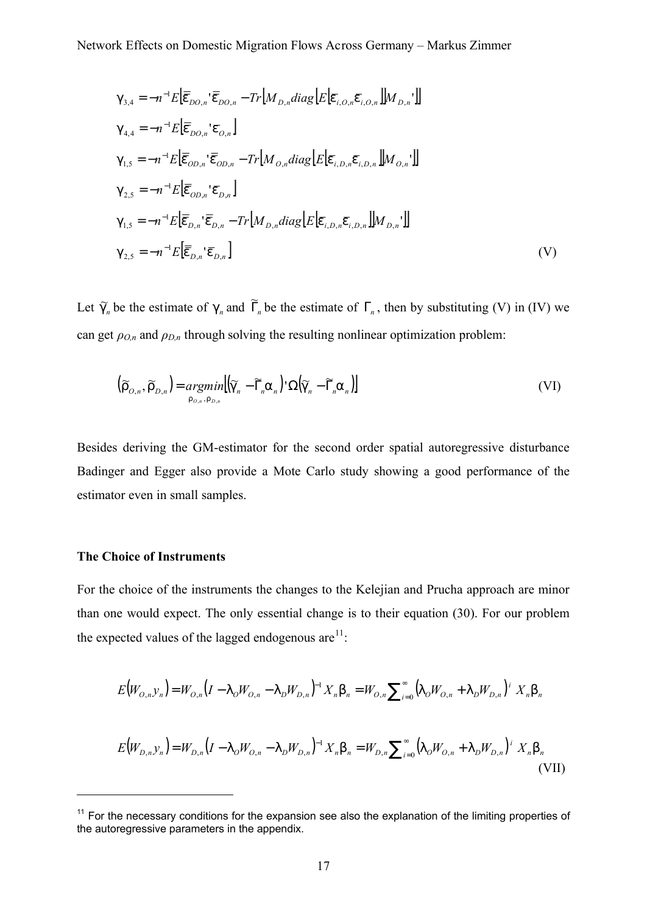$$
\begin{aligned}
\gamma_{3,4} &= -n^{-1}E\left[\bar{\bar{\varepsilon}}_{DO,n}{}'\bar{\bar{\varepsilon}}_{DO,n} - Tr\left[M_{D,n}diag\left[E\left[\varepsilon_{i,O,n}\varepsilon_{i,O,n}\right]\right]M_{D,n}{}'\right]\right] \\
\gamma_{4,4} &= -n^{-1}E\left[\bar{\bar{\varepsilon}}_{DO,n}{}'\varepsilon_{O,n}\right] \\
\gamma_{1,5} &= -n^{-1}E\left[\bar{\bar{\varepsilon}}_{OD,n}{}'\bar{\bar{\varepsilon}}_{OD,n} - Tr\left[M_{O,n}diag\left[E\left[\varepsilon_{i,D,n}\varepsilon_{i,D,n}\right]\right]M_{O,n}{}'\right]\right] \\
\gamma_{2,5} &= -n^{-1}E\left[\bar{\bar{\varepsilon}}_{OD,n}{}'\varepsilon_{D,n}\right] \\
\gamma_{1,5} &= -n^{-1}E\left[\bar{\varepsilon}_{D,n}{}'\bar{\varepsilon}_{D,n} - Tr\left[M_{D,n}diag\left[E\left[\varepsilon_{i,D,n}\varepsilon_{i,D,n}\right]\right]M_{D,n}{}'\right]\right] \\
\gamma_{2,5} &= -n^{-1}E\left[\bar{\bar{\varepsilon}}_{D,n}{}'\varepsilon_{D,n}\right]
\end{aligned} \tag{V}
$$

Let $\tilde{\gamma}_n$ be the estimate of $\gamma_n$ and $\tilde{\Gamma}_n$ be the estimate of $\Gamma_n$, then by substituting (V) in (IV) we can get $\rho_{O,n}$ and $\rho_{D,n}$ through solving the resulting nonlinear optimization problem:

$$
\left(\tilde{\rho}_{O,n}, \tilde{\rho}_{D,n}\right) = \underset{\rho_{O,n}, \rho_{D,n}}{argmin}\left[\left(\tilde{\gamma}_n - \tilde{\Gamma}_n\alpha_n\right)'\Omega\left(\tilde{\gamma}_n - \tilde{\Gamma}_n\alpha_n\right)\right] \tag{VI}
$$

Besides deriving the GM-estimator for the second order spatial autoregressive disturbance Badinger and Egger also provide a Mote Carlo study showing a good performance of the estimator even in small samples.

**The Choice of Instruments**

For the choice of the instruments the changes to the Kelejian and Prucha approach are minor than one would expect. The only essential change is to their equation (30). For our problem the expected values of the lagged endogenous are[11]:

$$
E\left(W_{O,n}y_n\right) = W_{O,n}\left(I - \lambda_O W_{O,n} - \lambda_D W_{D,n}\right)^{-1} X_n\beta_n = W_{O,n}\sum_{i=0}^{\infty}\left(\lambda_O W_{O,n} + \lambda_D W_{D,n}\right)^i X_n\beta_n
$$

$$
E\left(W_{D,n}y_n\right) = W_{D,n}\left(I - \lambda_O W_{O,n} - \lambda_D W_{D,n}\right)^{-1} X_n\beta_n = W_{D,n}\sum_{i=0}^{\infty}\left(\lambda_O W_{O,n} + \lambda_D W_{D,n}\right)^i X_n\beta_n \tag{VII}
$$

[11] For the necessary conditions for the expansion see also the explanation of the limiting properties of the autoregressive parameters in the appendix.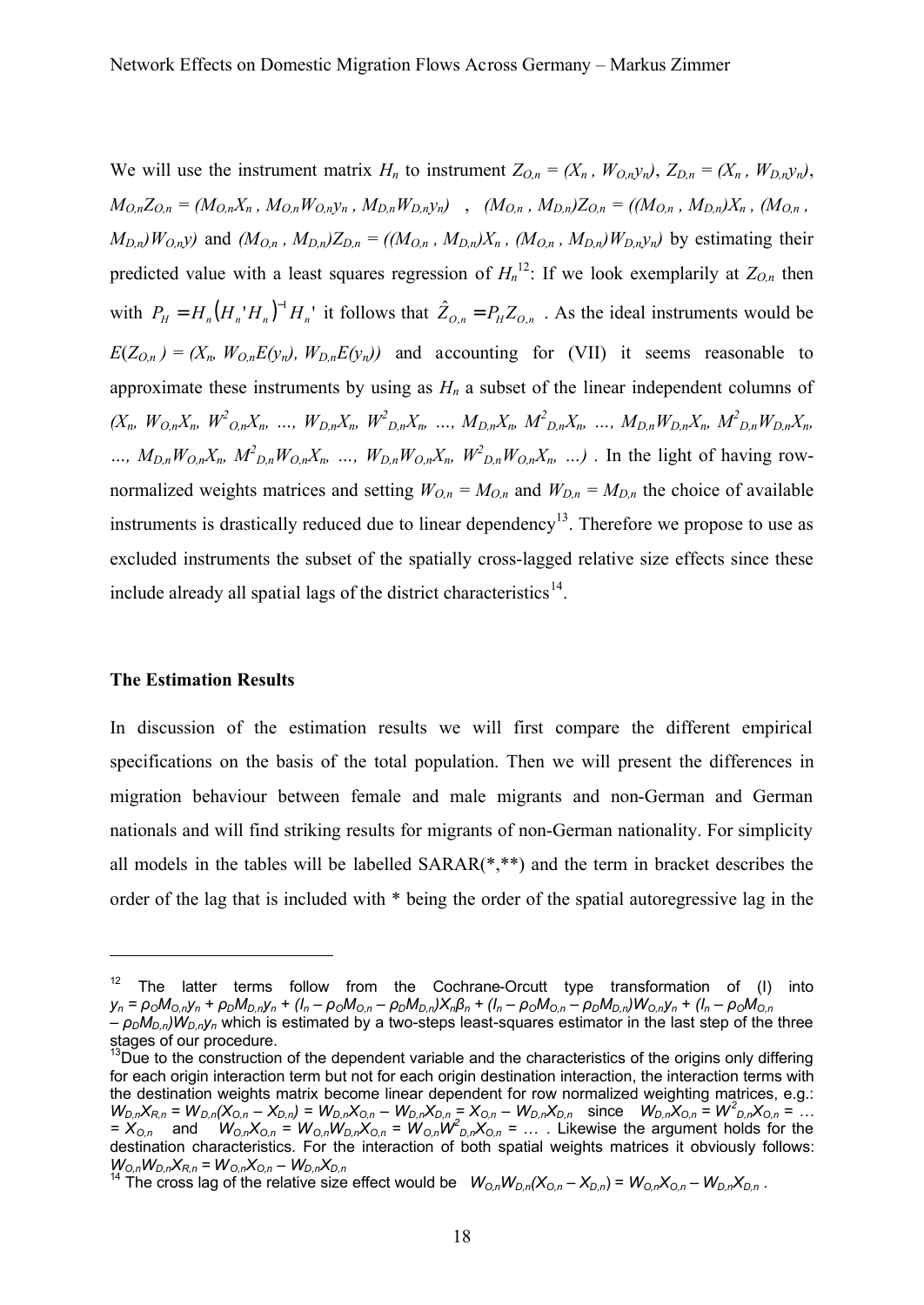We will use the instrument matrix $H_n$ to instrument $Z_{O,n} = (X_n , W_{O,n}y_n)$, $Z_{D,n} = (X_n , W_{D,n}y_n)$, $M_{O,n}Z_{O,n} = (M_{O,n}X_n , M_{O,n}W_{O,n}y_n , M_{D,n}W_{D,n}y_n)$ , $(M_{O,n} , M_{D,n})Z_{O,n} = ((M_{O,n} , M_{D,n})X_n , (M_{O,n} , M_{D,n})W_{O,n}y)$ and $(M_{O,n} , M_{D,n})Z_{D,n} = ((M_{O,n} , M_{D,n})X_n , (M_{O,n} , M_{D,n})W_{D,n}y_n)$ by estimating their predicted value with a least squares regression of $H_n$[12]: If we look exemplarily at $Z_{O,n}$ then with $P_H = H_n(H_n'H_n)^{-1}H_n'$ it follows that $\hat{Z}_{O,n} = P_H Z_{O,n}$ . As the ideal instruments would be $E(Z_{O,n}) = (X_n, W_{O,n}E(y_n), W_{D,n}E(y_n))$ and accounting for (VII) it seems reasonable to approximate these instruments by using as $H_n$ a subset of the linear independent columns of $(X_n, W_{O,n}X_n, W^2_{O,n}X_n, ..., W_{D,n}X_n, W^2_{D,n}X_n, ..., M_{D,n}X_n, M^2_{D,n}X_n, ..., M_{D,n}W_{D,n}X_n, M^2_{D,n}W_{D,n}X_n, ..., M_{D,n}W_{O,n}X_n, M^2_{D,n}W_{O,n}X_n, ..., W_{D,n}W_{O,n}X_n, W^2_{D,n}W_{O,n}X_n, ...)$ . In the light of having row-normalized weights matrices and setting $W_{O,n} = M_{O,n}$ and $W_{D,n} = M_{D,n}$ the choice of available instruments is drastically reduced due to linear dependency[13]. Therefore we propose to use as excluded instruments the subset of the spatially cross-lagged relative size effects since these include already all spatial lags of the district characteristics[14].

**The Estimation Results**

In discussion of the estimation results we will first compare the different empirical specifications on the basis of the total population. Then we will present the differences in migration behaviour between female and male migrants and non-German and German nationals and will find striking results for migrants of non-German nationality. For simplicity all models in the tables will be labelled SARAR(*,**) and the term in bracket describes the order of the lag that is included with * being the order of the spatial autoregressive lag in the

---

[12] The latter terms follow from the Cochrane-Orcutt type transformation of (I) into $y_n = \rho_O M_{O,n}y_n + \rho_D M_{D,n}y_n + (I_n - \rho_O M_{O,n} - \rho_D M_{D,n})X_n\beta_n + (I_n - \rho_O M_{O,n} - \rho_D M_{D,n})W_{O,n}y_n + (I_n - \rho_O M_{O,n} - \rho_D M_{D,n})W_{D,n}y_n$ which is estimated by a two-steps least-squares estimator in the last step of the three stages of our procedure.

[13] Due to the construction of the dependent variable and the characteristics of the origins only differing for each origin interaction term but not for each origin destination interaction, the interaction terms with the destination weights matrix become linear dependent for row normalized weighting matrices, e.g.: $W_{D,n}X_{R,n} = W_{D,n}(X_{O,n} - X_{D,n}) = W_{D,n}X_{O,n} - W_{D,n}X_{D,n} = X_{O,n} - W_{D,n}X_{D,n}$ since $W_{D,n}X_{O,n} = W^2_{D,n}X_{O,n} = \ldots = X_{O,n}$ and $W_{O,n}X_{O,n} = W_{O,n}W_{D,n}X_{O,n} = W_{O,n}W^2_{D,n}X_{O,n} = \ldots$ . Likewise the argument holds for the destination characteristics. For the interaction of both spatial weights matrices it obviously follows: $W_{O,n}W_{D,n}X_{R,n} = W_{O,n}X_{O,n} - W_{D,n}X_{D,n}$

[14] The cross lag of the relative size effect would be $W_{O,n}W_{D,n}(X_{O,n} - X_{D,n}) = W_{O,n}X_{O,n} - W_{D,n}X_{D,n}$ .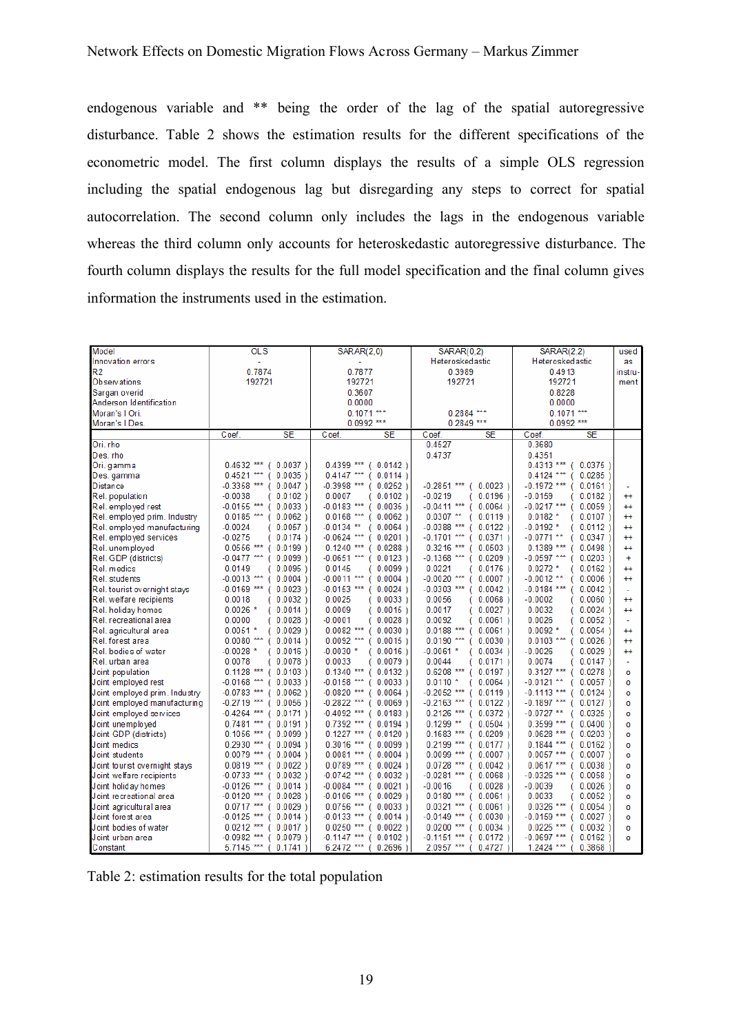endogenous variable and ** being the order of the lag of the spatial autoregressive disturbance. Table 2 shows the estimation results for the different specifications of the econometric model. The first column displays the results of a simple OLS regression including the spatial endogenous lag but disregarding any steps to correct for spatial autocorrelation. The second column only includes the lags in the endogenous variable whereas the third column only accounts for heteroskedastic autoregressive disturbance. The fourth column displays the results for the full model specification and the final column gives information the instruments used in the estimation.

| Model | OLS | | SARAR(2,0) | | SARAR(0,2) | | SARAR(2,2) | | used as instru-ment |
|---|---|---|---|---|---|---|---|---|---|
| Innovation errors | - | | - | | Heteroskedastic | | Heteroskedastic | | |
| R2 | 0.7874 | | 0.7877 | | 0.3989 | | 0.4913 | | |
| Observations | 192721 | | 192721 | | 192721 | | 192721 | | |
| Sargan overid | | | 0.3607 | | | | 0.8228 | | |
| Anderson Identification | | | 0.0000 | | | | 0.0000 | | |
| Moran's I Ori. | | | 0.1071 *** | | 0.2884 *** | | 0.1071 *** | | |
| Moran's I Des. | | | 0.0992 *** | | 0.2849 *** | | 0.0992 *** | | |
| | Coef. | SE | Coef. | SE | Coef. | SE | Coef. | SE | |
| Ori. rho | | | | | 0.4527 | | 0.3680 | | |
| Des. rho | | | | | 0.4737 | | 0.4351 | | |
| Ori. gamma | 0.4632 *** | ( 0.0037 ) | 0.4399 *** | ( 0.0142 ) | | | 0.4313 *** | ( 0.0375 ) | |
| Des. gamma | 0.4521 *** | ( 0.0035 ) | 0.4147 *** | ( 0.0114 ) | | | 0.4124 *** | ( 0.0285 ) | |
| Distance | -0.3358 *** | ( 0.0047 ) | -0.3998 *** | ( 0.0252 ) | -0.2851 *** | ( 0.0023 ) | -0.1972 *** | ( 0.0161 ) | - |
| Rel. population | -0.0038 | ( 0.0102 ) | 0.0007 | ( 0.0102 ) | -0.0219 | ( 0.0196 ) | -0.0159 | ( 0.0182 ) | ++ |
| Rel. employed rest | -0.0155 *** | ( 0.0033 ) | -0.0183 *** | ( 0.0035 ) | -0.0411 *** | ( 0.0064 ) | -0.0217 *** | ( 0.0059 ) | ++ |
| Rel. employed prim. Industry | 0.0185 *** | ( 0.0062 ) | 0.0168 *** | ( 0.0062 ) | 0.0307 ** | ( 0.0119 ) | 0.0182 * | ( 0.0107 ) | ++ |
| Rel. employed manufacturing | -0.0024 | ( 0.0057 ) | -0.0134 ** | ( 0.0064 ) | -0.0388 *** | ( 0.0122 ) | -0.0192 * | ( 0.0112 ) | ++ |
| Rel. employed services | -0.0275 | ( 0.0174 ) | -0.0624 *** | ( 0.0201 ) | -0.1701 *** | ( 0.0371 ) | -0.0771 ** | ( 0.0347 ) | ++ |
| Rel. unemployed | 0.0556 *** | ( 0.0199 ) | 0.1240 *** | ( 0.0288 ) | 0.3216 *** | ( 0.0503 ) | 0.1389 *** | ( 0.0498 ) | ++ |
| Rel. GDP (districts) | -0.0477 *** | ( 0.0099 ) | -0.0651 *** | ( 0.0123 ) | -0.1368 *** | ( 0.0209 ) | -0.0597 *** | ( 0.0203 ) | + |
| Rel. medics | 0.0149 | ( 0.0095 ) | 0.0145 | ( 0.0099 ) | 0.0221 | ( 0.0176 ) | 0.0272 * | ( 0.0162 ) | ++ |
| Rel. students | -0.0013 *** | ( 0.0004 ) | -0.0011 *** | ( 0.0004 ) | -0.0020 *** | ( 0.0007 ) | -0.0012 ** | ( 0.0006 ) | ++ |
| Rel. tourist overnight stays | -0.0169 *** | ( 0.0023 ) | -0.0153 *** | ( 0.0024 ) | -0.0303 *** | ( 0.0042 ) | -0.0184 *** | ( 0.0042 ) | - |
| Rel. welfare recipients | 0.0018 | ( 0.0032 ) | 0.0025 | ( 0.0033 ) | 0.0056 | ( 0.0068 ) | -0.0002 | ( 0.0060 ) | ++ |
| Rel. holiday homes | 0.0026 * | ( 0.0014 ) | 0.0009 | ( 0.0015 ) | 0.0017 | ( 0.0027 ) | 0.0032 | ( 0.0024 ) | ++ |
| Rel. recreational area | 0.0000 | ( 0.0028 ) | -0.0001 | ( 0.0028 ) | 0.0092 | ( 0.0061 ) | 0.0026 | ( 0.0052 ) | - |
| Rel. agricultural area | 0.0051 * | ( 0.0029 ) | 0.0082 *** | ( 0.0030 ) | 0.0188 *** | ( 0.0061 ) | 0.0092 * | ( 0.0054 ) | ++ |
| Rel. forest area | 0.0080 *** | ( 0.0014 ) | 0.0092 *** | ( 0.0015 ) | 0.0190 *** | ( 0.0030 ) | 0.0103 *** | ( 0.0026 ) | ++ |
| Rel. bodies of water | -0.0028 * | ( 0.0016 ) | -0.0030 * | ( 0.0016 ) | -0.0061 * | ( 0.0034 ) | -0.0026 | ( 0.0029 ) | ++ |
| Rel. urban area | 0.0078 | ( 0.0078 ) | 0.0033 | ( 0.0079 ) | 0.0044 | ( 0.0171 ) | 0.0074 | ( 0.0147 ) | - |
| Joint population | 0.1128 *** | ( 0.0103 ) | 0.1340 *** | ( 0.0132 ) | 0.6208 *** | ( 0.0197 ) | 0.3127 *** | ( 0.0278 ) | o |
| Joint employed rest | -0.0168 *** | ( 0.0033 ) | -0.0158 *** | ( 0.0033 ) | 0.0110 * | ( 0.0064 ) | -0.0121 ** | ( 0.0057 ) | o |
| Joint employed prim. Industry | -0.0783 *** | ( 0.0062 ) | -0.0820 *** | ( 0.0064 ) | -0.2052 *** | ( 0.0119 ) | -0.1113 *** | ( 0.0124 ) | o |
| Joint employed manufacturing | -0.2719 *** | ( 0.0056 ) | -0.2822 *** | ( 0.0069 ) | -0.2163 *** | ( 0.0122 ) | -0.1897 *** | ( 0.0127 ) | o |
| Joint employed services | -0.4264 *** | ( 0.0171 ) | -0.4092 *** | ( 0.0183 ) | 0.2126 *** | ( 0.0372 ) | -0.0727 ** | ( 0.0325 ) | o |
| Joint unemployed | 0.7481 *** | ( 0.0191 ) | 0.7392 *** | ( 0.0194 ) | 0.1299 ** | ( 0.0504 ) | 0.3599 *** | ( 0.0400 ) | o |
| Joint GDP (districts) | 0.1056 *** | ( 0.0099 ) | 0.1227 *** | ( 0.0120 ) | 0.1683 *** | ( 0.0209 ) | 0.0628 *** | ( 0.0203 ) | o |
| Joint medics | 0.2930 *** | ( 0.0094 ) | 0.3016 *** | ( 0.0099 ) | 0.2199 *** | ( 0.0177 ) | 0.1844 *** | ( 0.0162 ) | o |
| Joint students | 0.0079 *** | ( 0.0004 ) | 0.0081 *** | ( 0.0004 ) | 0.0099 *** | ( 0.0007 ) | 0.0057 *** | ( 0.0007 ) | o |
| Joint tourist overnight stays | 0.0819 *** | ( 0.0022 ) | 0.0789 *** | ( 0.0024 ) | 0.0728 *** | ( 0.0042 ) | 0.0617 *** | ( 0.0038 ) | o |
| Joint welfare recipients | -0.0733 *** | ( 0.0032 ) | -0.0742 *** | ( 0.0032 ) | -0.0281 *** | ( 0.0068 ) | -0.0326 *** | ( 0.0058 ) | o |
| Joint holiday homes | -0.0126 *** | ( 0.0014 ) | -0.0084 *** | ( 0.0021 ) | -0.0016 | ( 0.0028 ) | -0.0039 | ( 0.0026 ) | o |
| Joint recreational area | -0.0120 *** | ( 0.0028 ) | -0.0106 *** | ( 0.0029 ) | 0.0180 *** | ( 0.0061 ) | 0.0033 | ( 0.0053 ) | o |
| Joint agricultural area | 0.0717 *** | ( 0.0029 ) | 0.0756 *** | ( 0.0033 ) | 0.0321 *** | ( 0.0061 ) | 0.0326 *** | ( 0.0054 ) | o |
| Joint forest area | -0.0125 *** | ( 0.0014 ) | -0.0133 *** | ( 0.0014 ) | -0.0149 *** | ( 0.0030 ) | -0.0159 *** | ( 0.0027 ) | o |
| Joint bodies of water | 0.0212 *** | ( 0.0017 ) | 0.0250 *** | ( 0.0022 ) | 0.0200 *** | ( 0.0034 ) | 0.0225 *** | ( 0.0032 ) | o |
| Joint urban area | -0.0982 *** | ( 0.0079 ) | -0.1147 *** | ( 0.0102 ) | -0.1151 *** | ( 0.0172 ) | -0.0697 *** | ( 0.0162 ) | o |
| Constant | 5.7145 *** | ( 0.1741 ) | 6.2472 *** | ( 0.2696 ) | 2.0957 *** | ( 0.4727 ) | 1.2424 *** | ( 0.3868 ) | |

Table 2: estimation results for the total population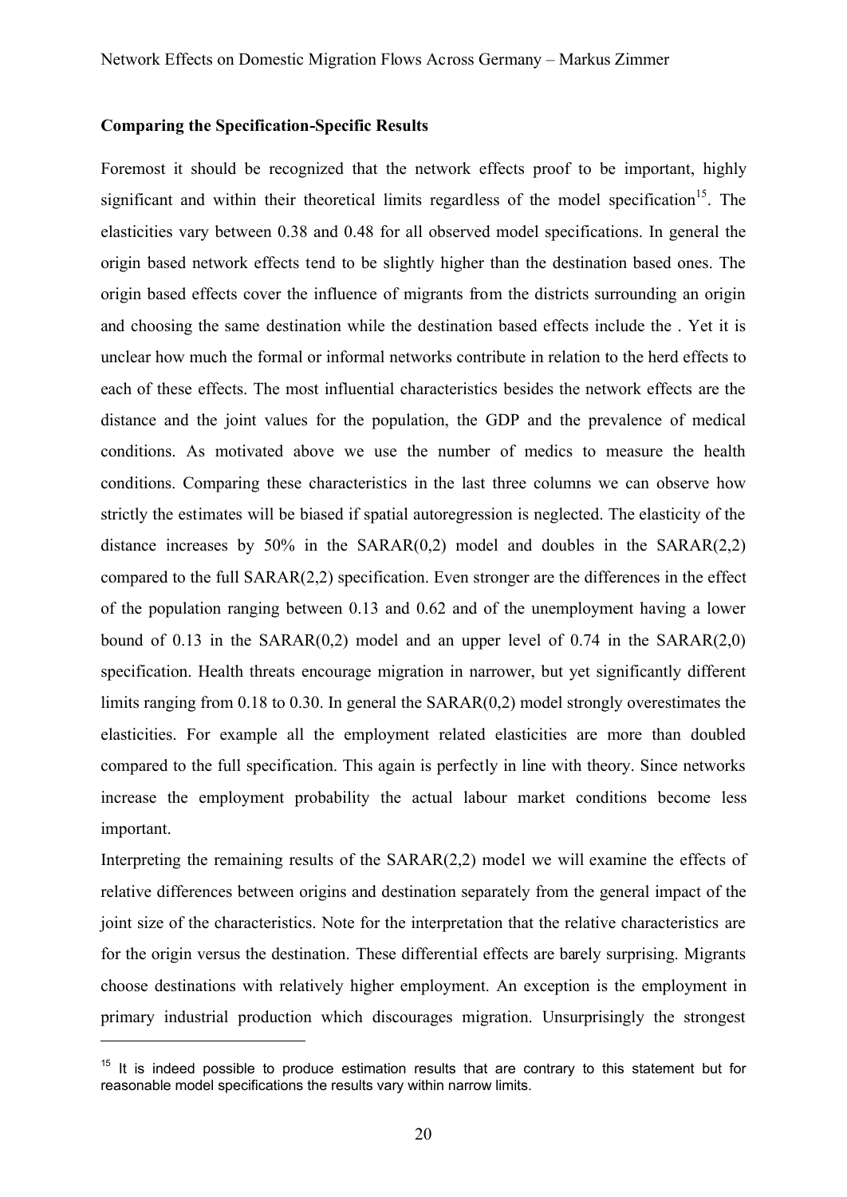**Comparing the Specification-Specific Results**

Foremost it should be recognized that the network effects proof to be important, highly significant and within their theoretical limits regardless of the model specification[15]. The elasticities vary between 0.38 and 0.48 for all observed model specifications. In general the origin based network effects tend to be slightly higher than the destination based ones. The origin based effects cover the influence of migrants from the districts surrounding an origin and choosing the same destination while the destination based effects include the . Yet it is unclear how much the formal or informal networks contribute in relation to the herd effects to each of these effects. The most influential characteristics besides the network effects are the distance and the joint values for the population, the GDP and the prevalence of medical conditions. As motivated above we use the number of medics to measure the health conditions. Comparing these characteristics in the last three columns we can observe how strictly the estimates will be biased if spatial autoregression is neglected. The elasticity of the distance increases by 50% in the SARAR(0,2) model and doubles in the SARAR(2,2) compared to the full SARAR(2,2) specification. Even stronger are the differences in the effect of the population ranging between 0.13 and 0.62 and of the unemployment having a lower bound of 0.13 in the SARAR(0,2) model and an upper level of 0.74 in the SARAR(2,0) specification. Health threats encourage migration in narrower, but yet significantly different limits ranging from 0.18 to 0.30. In general the SARAR(0,2) model strongly overestimates the elasticities. For example all the employment related elasticities are more than doubled compared to the full specification. This again is perfectly in line with theory. Since networks increase the employment probability the actual labour market conditions become less important.

Interpreting the remaining results of the SARAR(2,2) model we will examine the effects of relative differences between origins and destination separately from the general impact of the joint size of the characteristics. Note for the interpretation that the relative characteristics are for the origin versus the destination. These differential effects are barely surprising. Migrants choose destinations with relatively higher employment. An exception is the employment in primary industrial production which discourages migration. Unsurprisingly the strongest

---

[15] It is indeed possible to produce estimation results that are contrary to this statement but for reasonable model specifications the results vary within narrow limits.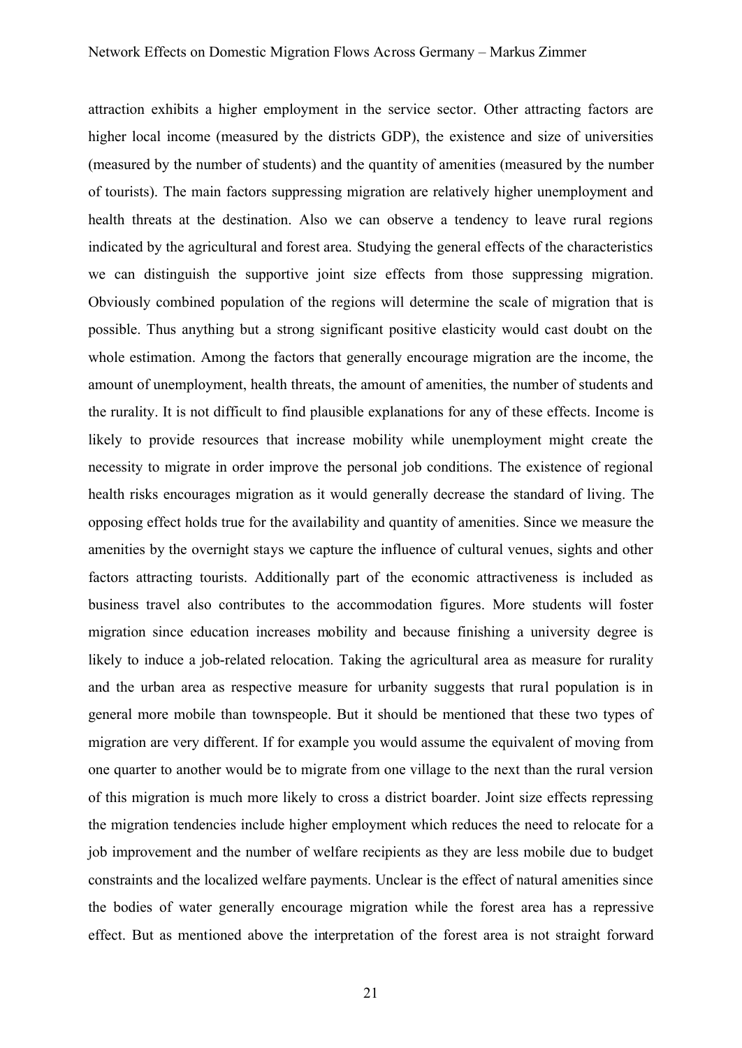attraction exhibits a higher employment in the service sector. Other attracting factors are higher local income (measured by the districts GDP), the existence and size of universities (measured by the number of students) and the quantity of amenities (measured by the number of tourists). The main factors suppressing migration are relatively higher unemployment and health threats at the destination. Also we can observe a tendency to leave rural regions indicated by the agricultural and forest area. Studying the general effects of the characteristics we can distinguish the supportive joint size effects from those suppressing migration. Obviously combined population of the regions will determine the scale of migration that is possible. Thus anything but a strong significant positive elasticity would cast doubt on the whole estimation. Among the factors that generally encourage migration are the income, the amount of unemployment, health threats, the amount of amenities, the number of students and the rurality. It is not difficult to find plausible explanations for any of these effects. Income is likely to provide resources that increase mobility while unemployment might create the necessity to migrate in order improve the personal job conditions. The existence of regional health risks encourages migration as it would generally decrease the standard of living. The opposing effect holds true for the availability and quantity of amenities. Since we measure the amenities by the overnight stays we capture the influence of cultural venues, sights and other factors attracting tourists. Additionally part of the economic attractiveness is included as business travel also contributes to the accommodation figures. More students will foster migration since education increases mobility and because finishing a university degree is likely to induce a job-related relocation. Taking the agricultural area as measure for rurality and the urban area as respective measure for urbanity suggests that rural population is in general more mobile than townspeople. But it should be mentioned that these two types of migration are very different. If for example you would assume the equivalent of moving from one quarter to another would be to migrate from one village to the next than the rural version of this migration is much more likely to cross a district boarder. Joint size effects repressing the migration tendencies include higher employment which reduces the need to relocate for a job improvement and the number of welfare recipients as they are less mobile due to budget constraints and the localized welfare payments. Unclear is the effect of natural amenities since the bodies of water generally encourage migration while the forest area has a repressive effect. But as mentioned above the interpretation of the forest area is not straight forward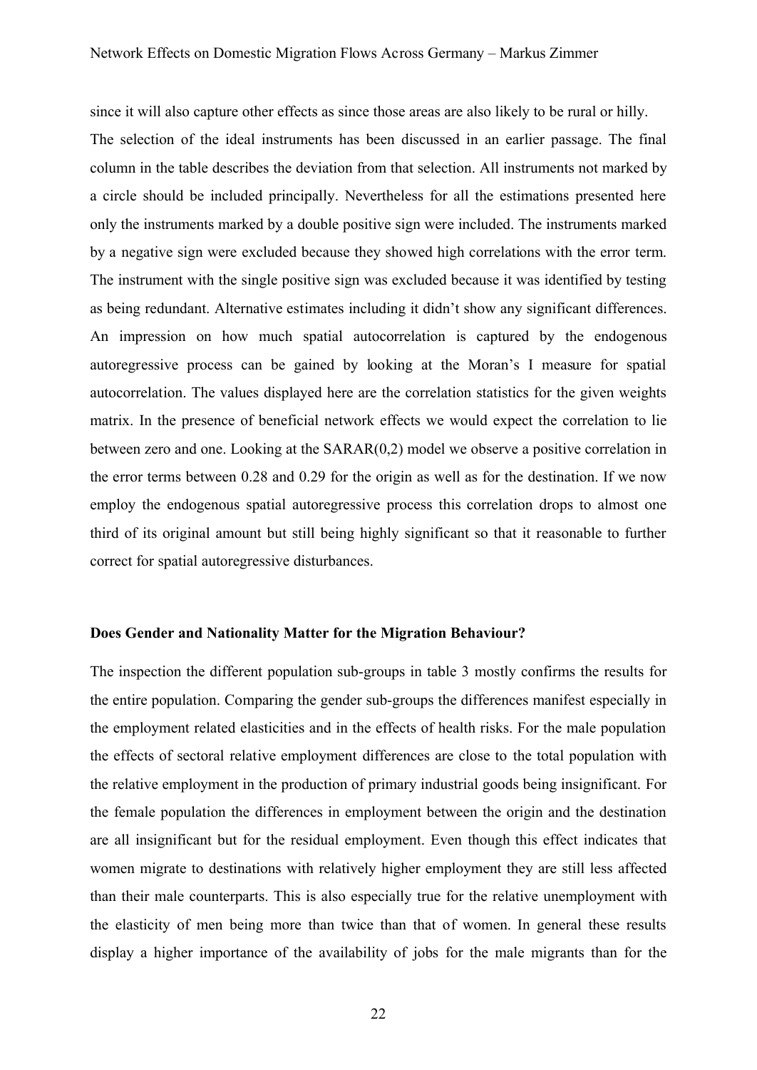since it will also capture other effects as since those areas are also likely to be rural or hilly. The selection of the ideal instruments has been discussed in an earlier passage. The final column in the table describes the deviation from that selection. All instruments not marked by a circle should be included principally. Nevertheless for all the estimations presented here only the instruments marked by a double positive sign were included. The instruments marked by a negative sign were excluded because they showed high correlations with the error term. The instrument with the single positive sign was excluded because it was identified by testing as being redundant. Alternative estimates including it didn't show any significant differences. An impression on how much spatial autocorrelation is captured by the endogenous autoregressive process can be gained by looking at the Moran's I measure for spatial autocorrelation. The values displayed here are the correlation statistics for the given weights matrix. In the presence of beneficial network effects we would expect the correlation to lie between zero and one. Looking at the SARAR(0,2) model we observe a positive correlation in the error terms between 0.28 and 0.29 for the origin as well as for the destination. If we now employ the endogenous spatial autoregressive process this correlation drops to almost one third of its original amount but still being highly significant so that it reasonable to further correct for spatial autoregressive disturbances.

### Does Gender and Nationality Matter for the Migration Behaviour?

The inspection the different population sub-groups in table 3 mostly confirms the results for the entire population. Comparing the gender sub-groups the differences manifest especially in the employment related elasticities and in the effects of health risks. For the male population the effects of sectoral relative employment differences are close to the total population with the relative employment in the production of primary industrial goods being insignificant. For the female population the differences in employment between the origin and the destination are all insignificant but for the residual employment. Even though this effect indicates that women migrate to destinations with relatively higher employment they are still less affected than their male counterparts. This is also especially true for the relative unemployment with the elasticity of men being more than twice than that of women. In general these results display a higher importance of the availability of jobs for the male migrants than for the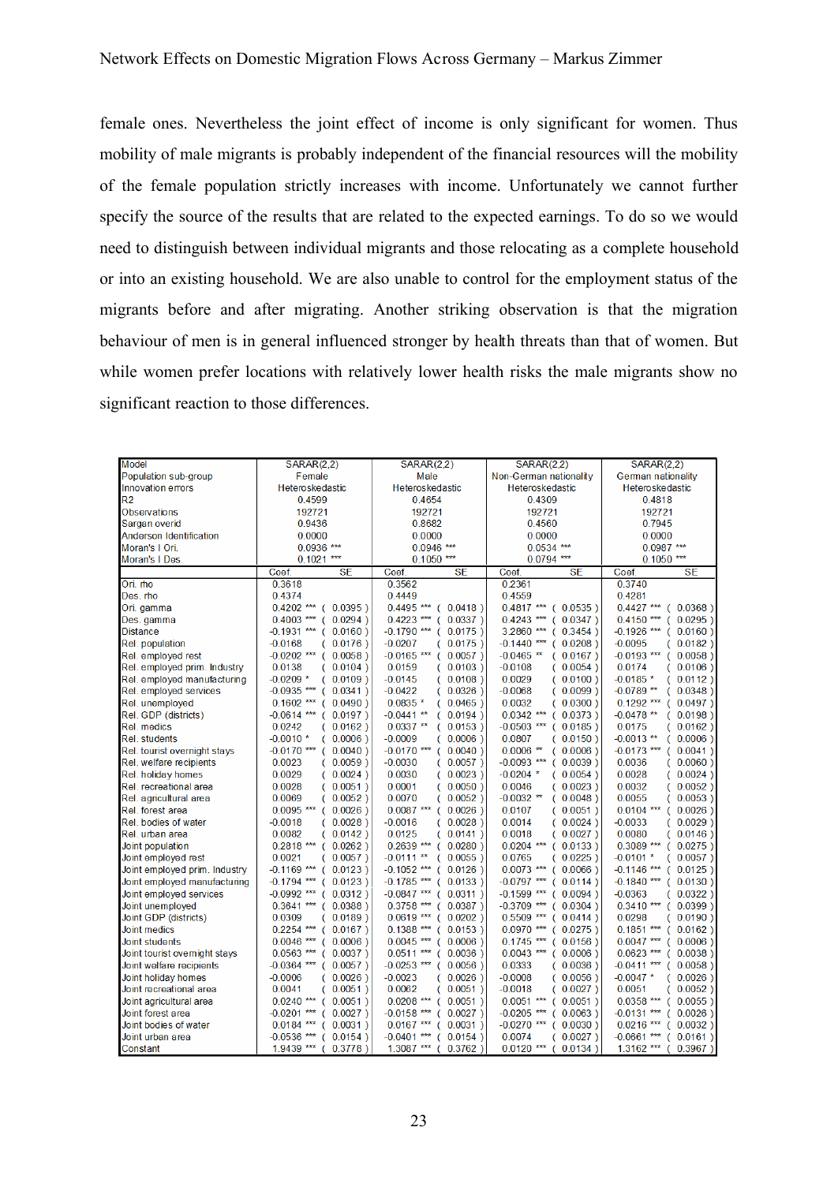female ones. Nevertheless the joint effect of income is only significant for women. Thus mobility of male migrants is probably independent of the financial resources will the mobility of the female population strictly increases with income. Unfortunately we cannot further specify the source of the results that are related to the expected earnings. To do so we would need to distinguish between individual migrants and those relocating as a complete household or into an existing household. We are also unable to control for the employment status of the migrants before and after migrating. Another striking observation is that the migration behaviour of men is in general influenced stronger by health threats than that of women. But while women prefer locations with relatively lower health risks the male migrants show no significant reaction to those differences.

| Model | SARAR(2,2) | | SARAR(2,2) | | SARAR(2,2) | | SARAR(2,2) | |
|---|---|---|---|---|---|---|---|---|
| Population sub-group | Female | | Male | | Non-German nationality | | German nationality | |
| Innovation errors | Heteroskedastic | | Heteroskedastic | | Heteroskedastic | | Heteroskedastic | |
| R2 | 0.4599 | | 0.4654 | | 0.4309 | | 0.4818 | |
| Observations | 192721 | | 192721 | | 192721 | | 192721 | |
| Sargan overid | 0.9436 | | 0.8682 | | 0.4560 | | 0.7945 | |
| Anderson Identification | 0.0000 | | 0.0000 | | 0.0000 | | 0.0000 | |
| Moran's I Ori. | 0.0936 *** | | 0.0946 *** | | 0.0534 *** | | 0.0987 *** | |
| Moran's I Des. | 0.1021 *** | | 0.1050 *** | | 0.0794 *** | | 0.1050 *** | |
| | Coef | SE | Coef | SE | Coef | SE | Coef | SE |
| Ori. rho | 0.3618 | | 0.3562 | | 0.2361 | | 0.3740 | |
| Des. rho | 0.4374 | | 0.4449 | | 0.4559 | | 0.4281 | |
| Ori. gamma | 0.4202 *** | ( 0.0395 ) | 0.4495 *** | ( 0.0418 ) | 0.4817 *** | ( 0.0535 ) | 0.4427 *** | ( 0.0368 ) |
| Des. gamma | 0.4003 *** | ( 0.0294 ) | 0.4223 *** | ( 0.0337 ) | 0.4243 *** | ( 0.0347 ) | 0.4150 *** | ( 0.0295 ) |
| Distance | -0.1931 *** | ( 0.0160 ) | -0.1790 *** | ( 0.0175 ) | 3.2860 *** | ( 0.3454 ) | -0.1926 *** | ( 0.0160 ) |
| Rel. population | -0.0168 | ( 0.0176 ) | -0.0207 | ( 0.0175 ) | -0.1440 *** | ( 0.0208 ) | -0.0095 | ( 0.0182 ) |
| Rel. employed rest | -0.0202 *** | ( 0.0058 ) | -0.0165 *** | ( 0.0057 ) | -0.0465 ** | ( 0.0167 ) | -0.0193 *** | ( 0.0058 ) |
| Rel. employed prim. Industry | 0.0138 | ( 0.0104 ) | 0.0159 | ( 0.0103 ) | -0.0108 | ( 0.0054 ) | 0.0174 | ( 0.0106 ) |
| Rel. employed manufacturing | -0.0209 * | ( 0.0109 ) | -0.0145 | ( 0.0108 ) | 0.0029 | ( 0.0100 ) | -0.0185 * | ( 0.0112 ) |
| Rel. employed services | -0.0935 *** | ( 0.0341 ) | -0.0422 | ( 0.0326 ) | -0.0068 | ( 0.0099 ) | -0.0789 ** | ( 0.0348 ) |
| Rel. unemployed | 0.1602 *** | ( 0.0490 ) | 0.0835 * | ( 0.0465 ) | 0.0032 | ( 0.0300 ) | 0.1292 *** | ( 0.0497 ) |
| Rel. GDP (districts) | -0.0614 *** | ( 0.0197 ) | -0.0441 ** | ( 0.0194 ) | 0.0342 *** | ( 0.0373 ) | -0.0478 ** | ( 0.0198 ) |
| Rel. medics | 0.0242 | ( 0.0162 ) | 0.0337 ** | ( 0.0153 ) | -0.0503 *** | ( 0.0185 ) | 0.0175 | ( 0.0162 ) |
| Rel. students | -0.0010 * | ( 0.0006 ) | -0.0009 | ( 0.0006 ) | 0.0807 | ( 0.0150 ) | -0.0013 ** | ( 0.0006 ) |
| Rel. tourist overnight stays | -0.0170 *** | ( 0.0040 ) | -0.0170 *** | ( 0.0040 ) | 0.0006 ** | ( 0.0006 ) | -0.0173 *** | ( 0.0041 ) |
| Rel. welfare recipients | 0.0023 | ( 0.0059 ) | -0.0030 | ( 0.0057 ) | -0.0093 *** | ( 0.0039 ) | 0.0036 | ( 0.0060 ) |
| Rel. holiday homes | 0.0029 | ( 0.0024 ) | 0.0030 | ( 0.0023 ) | -0.0204 * | ( 0.0054 ) | 0.0028 | ( 0.0024 ) |
| Rel. recreational area | 0.0028 | ( 0.0051 ) | 0.0001 | ( 0.0050 ) | 0.0046 | ( 0.0023 ) | 0.0032 | ( 0.0052 ) |
| Rel. agricultural area | 0.0069 | ( 0.0052 ) | 0.0070 | ( 0.0052 ) | -0.0032 ** | ( 0.0048 ) | 0.0055 | ( 0.0053 ) |
| Rel. forest area | 0.0095 *** | ( 0.0026 ) | 0.0087 *** | ( 0.0026 ) | 0.0107 | ( 0.0051 ) | 0.0104 *** | ( 0.0026 ) |
| Rel. bodies of water | -0.0018 | ( 0.0028 ) | -0.0016 | ( 0.0028 ) | 0.0014 | ( 0.0024 ) | -0.0033 | ( 0.0029 ) |
| Rel. urban area | 0.0082 | ( 0.0142 ) | 0.0125 | ( 0.0141 ) | 0.0018 | ( 0.0027 ) | 0.0080 | ( 0.0146 ) |
| Joint population | 0.2818 *** | ( 0.0262 ) | 0.2639 *** | ( 0.0280 ) | 0.0204 *** | ( 0.0133 ) | 0.3089 *** | ( 0.0275 ) |
| Joint employed rest | 0.0021 | ( 0.0057 ) | -0.0111 ** | ( 0.0055 ) | 0.0765 | ( 0.0225 ) | -0.0101 * | ( 0.0057 ) |
| Joint employed prim. Industry | -0.1169 *** | ( 0.0123 ) | -0.1052 *** | ( 0.0126 ) | 0.0073 *** | ( 0.0066 ) | -0.1146 *** | ( 0.0125 ) |
| Joint employed manufacturing | -0.1794 *** | ( 0.0123 ) | -0.1785 *** | ( 0.0133 ) | -0.0797 *** | ( 0.0114 ) | -0.1840 *** | ( 0.0130 ) |
| Joint employed services | -0.0992 *** | ( 0.0312 ) | -0.0847 *** | ( 0.0311 ) | -0.1599 *** | ( 0.0094 ) | -0.0363 | ( 0.0322 ) |
| Joint unemployed | 0.3641 *** | ( 0.0388 ) | 0.3758 *** | ( 0.0387 ) | -0.3709 *** | ( 0.0304 ) | 0.3410 *** | ( 0.0399 ) |
| Joint GDP (districts) | 0.0309 | ( 0.0189 ) | 0.0619 *** | ( 0.0202 ) | 0.5509 *** | ( 0.0414 ) | 0.0298 | ( 0.0190 ) |
| Joint medics | 0.2254 *** | ( 0.0167 ) | 0.1388 *** | ( 0.0153 ) | 0.0970 *** | ( 0.0275 ) | 0.1851 *** | ( 0.0162 ) |
| Joint students | 0.0046 *** | ( 0.0006 ) | 0.0045 *** | ( 0.0006 ) | 0.1745 *** | ( 0.0156 ) | 0.0047 *** | ( 0.0006 ) |
| Joint tourist overnight stays | 0.0563 *** | ( 0.0037 ) | 0.0511 *** | ( 0.0036 ) | 0.0043 *** | ( 0.0006 ) | 0.0623 *** | ( 0.0038 ) |
| Joint welfare recipients | -0.0364 *** | ( 0.0057 ) | -0.0253 *** | ( 0.0056 ) | 0.0333 | ( 0.0036 ) | -0.0411 *** | ( 0.0058 ) |
| Joint holiday homes | -0.0006 | ( 0.0026 ) | -0.0023 | ( 0.0026 ) | -0.0008 | ( 0.0056 ) | -0.0047 * | ( 0.0026 ) |
| Joint recreational area | 0.0041 | ( 0.0051 ) | 0.0062 | ( 0.0051 ) | -0.0018 | ( 0.0027 ) | 0.0051 | ( 0.0052 ) |
| Joint agricultural area | 0.0240 *** | ( 0.0051 ) | 0.0208 *** | ( 0.0051 ) | 0.0051 *** | ( 0.0051 ) | 0.0358 *** | ( 0.0055 ) |
| Joint forest area | -0.0201 *** | ( 0.0027 ) | -0.0158 *** | ( 0.0027 ) | -0.0205 *** | ( 0.0063 ) | -0.0131 *** | ( 0.0026 ) |
| Joint bodies of water | 0.0184 *** | ( 0.0031 ) | 0.0167 *** | ( 0.0031 ) | -0.0270 *** | ( 0.0030 ) | 0.0216 *** | ( 0.0032 ) |
| Joint urban area | -0.0536 *** | ( 0.0154 ) | -0.0401 *** | ( 0.0154 ) | 0.0074 | ( 0.0027 ) | -0.0661 *** | ( 0.0161 ) |
| Constant | 1.9439 *** | ( 0.3778 ) | 1.3087 *** | ( 0.3762 ) | 0.0120 *** | ( 0.0134 ) | 1.3162 *** | ( 0.3967 ) |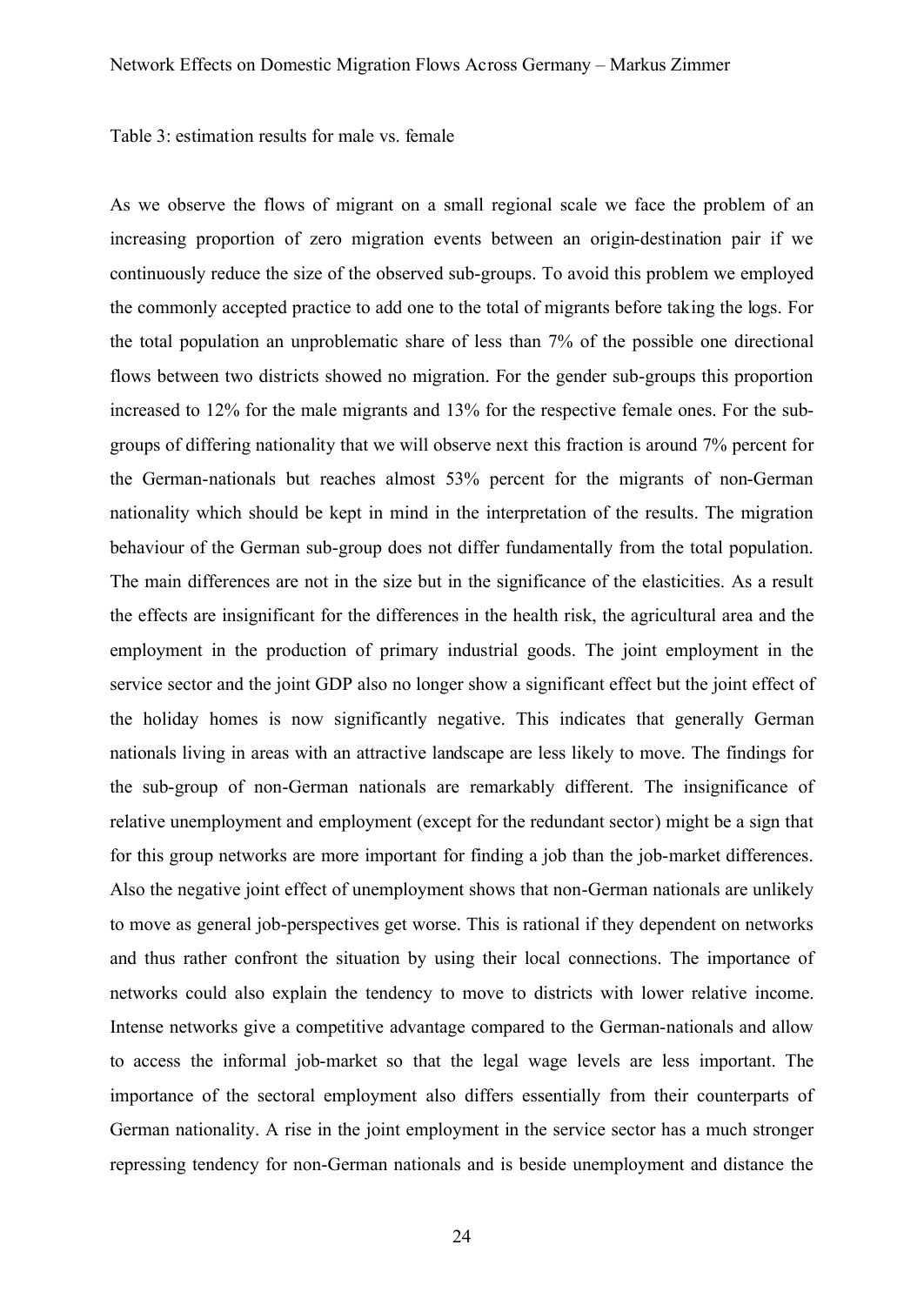Table 3: estimation results for male vs. female

As we observe the flows of migrant on a small regional scale we face the problem of an increasing proportion of zero migration events between an origin-destination pair if we continuously reduce the size of the observed sub-groups. To avoid this problem we employed the commonly accepted practice to add one to the total of migrants before taking the logs. For the total population an unproblematic share of less than 7% of the possible one directional flows between two districts showed no migration. For the gender sub-groups this proportion increased to 12% for the male migrants and 13% for the respective female ones. For the sub-groups of differing nationality that we will observe next this fraction is around 7% percent for the German-nationals but reaches almost 53% percent for the migrants of non-German nationality which should be kept in mind in the interpretation of the results. The migration behaviour of the German sub-group does not differ fundamentally from the total population. The main differences are not in the size but in the significance of the elasticities. As a result the effects are insignificant for the differences in the health risk, the agricultural area and the employment in the production of primary industrial goods. The joint employment in the service sector and the joint GDP also no longer show a significant effect but the joint effect of the holiday homes is now significantly negative. This indicates that generally German nationals living in areas with an attractive landscape are less likely to move. The findings for the sub-group of non-German nationals are remarkably different. The insignificance of relative unemployment and employment (except for the redundant sector) might be a sign that for this group networks are more important for finding a job than the job-market differences. Also the negative joint effect of unemployment shows that non-German nationals are unlikely to move as general job-perspectives get worse. This is rational if they dependent on networks and thus rather confront the situation by using their local connections. The importance of networks could also explain the tendency to move to districts with lower relative income. Intense networks give a competitive advantage compared to the German-nationals and allow to access the informal job-market so that the legal wage levels are less important. The importance of the sectoral employment also differs essentially from their counterparts of German nationality. A rise in the joint employment in the service sector has a much stronger repressing tendency for non-German nationals and is beside unemployment and distance the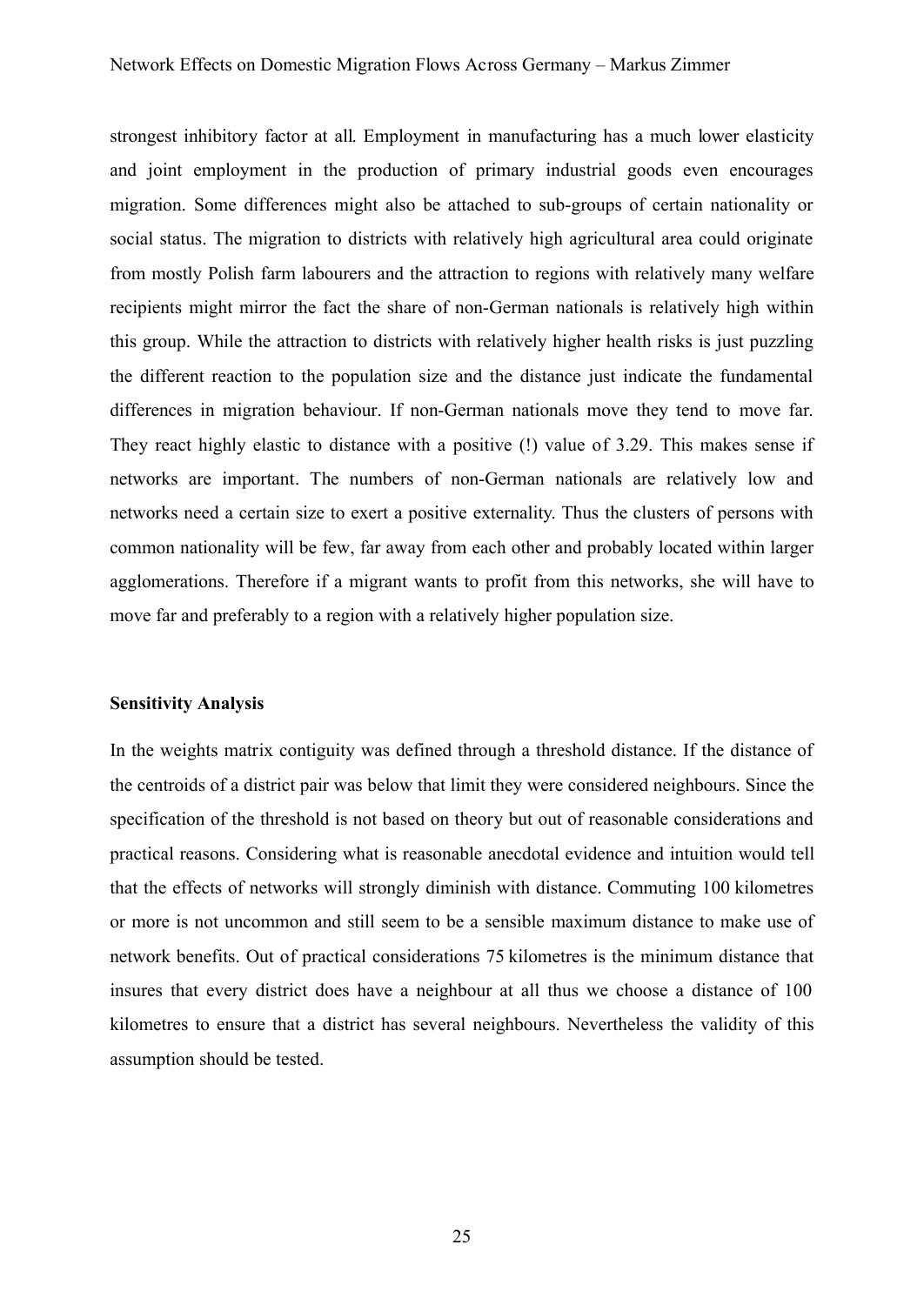strongest inhibitory factor at all. Employment in manufacturing has a much lower elasticity and joint employment in the production of primary industrial goods even encourages migration. Some differences might also be attached to sub-groups of certain nationality or social status. The migration to districts with relatively high agricultural area could originate from mostly Polish farm labourers and the attraction to regions with relatively many welfare recipients might mirror the fact the share of non-German nationals is relatively high within this group. While the attraction to districts with relatively higher health risks is just puzzling the different reaction to the population size and the distance just indicate the fundamental differences in migration behaviour. If non-German nationals move they tend to move far. They react highly elastic to distance with a positive (!) value of 3.29. This makes sense if networks are important. The numbers of non-German nationals are relatively low and networks need a certain size to exert a positive externality. Thus the clusters of persons with common nationality will be few, far away from each other and probably located within larger agglomerations. Therefore if a migrant wants to profit from this networks, she will have to move far and preferably to a region with a relatively higher population size.

**Sensitivity Analysis**

In the weights matrix contiguity was defined through a threshold distance. If the distance of the centroids of a district pair was below that limit they were considered neighbours. Since the specification of the threshold is not based on theory but out of reasonable considerations and practical reasons. Considering what is reasonable anecdotal evidence and intuition would tell that the effects of networks will strongly diminish with distance. Commuting 100 kilometres or more is not uncommon and still seem to be a sensible maximum distance to make use of network benefits. Out of practical considerations 75 kilometres is the minimum distance that insures that every district does have a neighbour at all thus we choose a distance of 100 kilometres to ensure that a district has several neighbours. Nevertheless the validity of this assumption should be tested.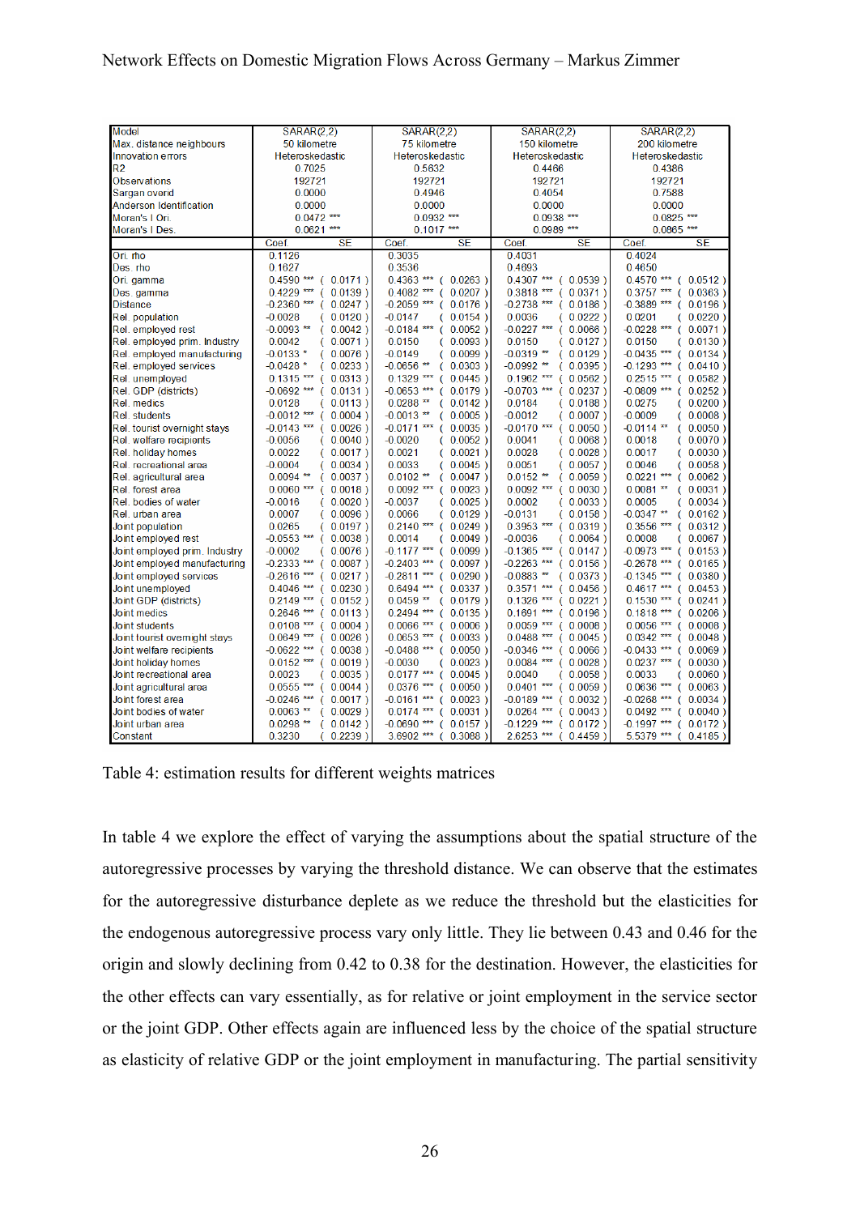| Model | SARAR(2,2) | | SARAR(2,2) | | SARAR(2,2) | | SARAR(2,2) | |
|---|---|---|---|---|---|---|---|---|
| Max. distance neighbours | 50 kilometre | | 75 kilometre | | 150 kilometre | | 200 kilometre | |
| Innovation errors | Heteroskedastic | | Heteroskedastic | | Heteroskedastic | | Heteroskedastic | |
| R2 | 0.7025 | | 0.5632 | | 0.4466 | | 0.4386 | |
| Observations | 192721 | | 192721 | | 192721 | | 192721 | |
| Sargan overid | 0.0000 | | 0.4946 | | 0.4054 | | 0.7588 | |
| Anderson Identification | 0.0000 | | 0.0000 | | 0.0000 | | 0.0000 | |
| Moran's I Ori. | 0.0472 *** | | 0.0932 *** | | 0.0938 *** | | 0.0825 *** | |
| Moran's I Des. | 0.0621 *** | | 0.1017 *** | | 0.0989 *** | | 0.0865 *** | |
| | Coef. | SE | Coef. | SE | Coef. | SE | Coef. | SE |
| Ori. rho | 0.1126 | | 0.3035 | | 0.4031 | | 0.4024 | |
| Des. rho | 0.1627 | | 0.3536 | | 0.4693 | | 0.4650 | |
| Ori. gamma | 0.4590 *** | ( 0.0171 ) | 0.4363 *** | ( 0.0263 ) | 0.4307 *** | ( 0.0539 ) | 0.4570 *** | ( 0.0512 ) |
| Des. gamma | 0.4229 *** | ( 0.0139 ) | 0.4082 *** | ( 0.0207 ) | 0.3818 *** | ( 0.0371 ) | 0.3757 *** | ( 0.0363 ) |
| Distance | -0.2360 *** | ( 0.0247 ) | -0.2059 *** | ( 0.0176 ) | -0.2738 *** | ( 0.0186 ) | -0.3889 *** | ( 0.0196 ) |
| Rel. population | -0.0028 | ( 0.0120 ) | -0.0147 | ( 0.0154 ) | 0.0036 | ( 0.0222 ) | 0.0201 | ( 0.0220 ) |
| Rel. employed rest | -0.0093 ** | ( 0.0042 ) | -0.0184 *** | ( 0.0052 ) | -0.0227 *** | ( 0.0066 ) | -0.0228 *** | ( 0.0071 ) |
| Rel. employed prim. Industry | 0.0042 | ( 0.0071 ) | 0.0150 | ( 0.0093 ) | 0.0150 | ( 0.0127 ) | 0.0150 | ( 0.0130 ) |
| Rel. employed manufacturing | -0.0133 * | ( 0.0076 ) | -0.0149 | ( 0.0099 ) | -0.0319 ** | ( 0.0129 ) | -0.0435 *** | ( 0.0134 ) |
| Rel. employed services | -0.0428 * | ( 0.0233 ) | -0.0656 ** | ( 0.0303 ) | -0.0992 ** | ( 0.0395 ) | -0.1293 *** | ( 0.0410 ) |
| Rel. unemployed | 0.1315 *** | ( 0.0313 ) | 0.1329 *** | ( 0.0445 ) | 0.1962 *** | ( 0.0562 ) | 0.2515 *** | ( 0.0582 ) |
| Rel. GDP (districts) | -0.0692 *** | ( 0.0131 ) | -0.0653 *** | ( 0.0179 ) | -0.0703 *** | ( 0.0237 ) | -0.0809 *** | ( 0.0252 ) |
| Rel. medics | 0.0128 | ( 0.0113 ) | 0.0288 ** | ( 0.0142 ) | 0.0184 | ( 0.0188 ) | 0.0275 | ( 0.0200 ) |
| Rel. students | -0.0012 *** | ( 0.0004 ) | -0.0013 ** | ( 0.0005 ) | -0.0012 | ( 0.0007 ) | -0.0009 | ( 0.0008 ) |
| Rel. tourist overnight stays | -0.0143 *** | ( 0.0026 ) | -0.0171 *** | ( 0.0035 ) | -0.0170 *** | ( 0.0050 ) | -0.0114 ** | ( 0.0050 ) |
| Rel. welfare recipients | -0.0056 | ( 0.0040 ) | -0.0020 | ( 0.0052 ) | 0.0041 | ( 0.0068 ) | 0.0018 | ( 0.0070 ) |
| Rel. holiday homes | 0.0022 | ( 0.0017 ) | 0.0021 | ( 0.0021 ) | 0.0028 | ( 0.0028 ) | 0.0017 | ( 0.0030 ) |
| Rel. recreational area | -0.0004 | ( 0.0034 ) | 0.0033 | ( 0.0045 ) | 0.0051 | ( 0.0057 ) | 0.0046 | ( 0.0058 ) |
| Rel. agricultural area | 0.0094 ** | ( 0.0037 ) | 0.0102 ** | ( 0.0047 ) | 0.0152 ** | ( 0.0059 ) | 0.0221 *** | ( 0.0062 ) |
| Rel. forest area | 0.0060 *** | ( 0.0018 ) | 0.0092 *** | ( 0.0023 ) | 0.0092 *** | ( 0.0030 ) | 0.0081 ** | ( 0.0031 ) |
| Rel. bodies of water | -0.0016 | ( 0.0020 ) | -0.0037 | ( 0.0025 ) | 0.0002 | ( 0.0033 ) | 0.0005 | ( 0.0034 ) |
| Rel. urban area | 0.0007 | ( 0.0096 ) | 0.0066 | ( 0.0129 ) | -0.0131 | ( 0.0158 ) | -0.0347 ** | ( 0.0162 ) |
| Joint population | 0.0265 | ( 0.0197 ) | 0.2140 *** | ( 0.0249 ) | 0.3953 *** | ( 0.0319 ) | 0.3556 *** | ( 0.0312 ) |
| Joint employed rest | -0.0553 *** | ( 0.0038 ) | 0.0014 | ( 0.0049 ) | -0.0036 | ( 0.0064 ) | 0.0008 | ( 0.0067 ) |
| Joint employed prim. Industry | -0.0002 | ( 0.0076 ) | -0.1177 *** | ( 0.0099 ) | -0.1365 *** | ( 0.0147 ) | -0.0973 *** | ( 0.0153 ) |
| Joint employed manufacturing | -0.2333 *** | ( 0.0087 ) | -0.2403 *** | ( 0.0097 ) | -0.2263 *** | ( 0.0156 ) | -0.2678 *** | ( 0.0165 ) |
| Joint employed services | -0.2616 *** | ( 0.0217 ) | -0.2811 *** | ( 0.0290 ) | -0.0883 ** | ( 0.0373 ) | -0.1345 *** | ( 0.0380 ) |
| Joint unemployed | 0.4046 *** | ( 0.0230 ) | 0.6494 *** | ( 0.0337 ) | 0.3571 *** | ( 0.0456 ) | 0.4617 *** | ( 0.0453 ) |
| Joint GDP (districts) | 0.2149 *** | ( 0.0152 ) | 0.0459 ** | ( 0.0179 ) | 0.1326 *** | ( 0.0221 ) | 0.1530 *** | ( 0.0241 ) |
| Joint medics | 0.2646 *** | ( 0.0113 ) | 0.2494 *** | ( 0.0135 ) | 0.1691 *** | ( 0.0196 ) | 0.1818 *** | ( 0.0206 ) |
| Joint students | 0.0108 *** | ( 0.0004 ) | 0.0066 *** | ( 0.0006 ) | 0.0059 *** | ( 0.0008 ) | 0.0056 *** | ( 0.0008 ) |
| Joint tourist overnight stays | 0.0649 *** | ( 0.0026 ) | 0.0653 *** | ( 0.0033 ) | 0.0488 *** | ( 0.0045 ) | 0.0342 *** | ( 0.0048 ) |
| Joint welfare recipients | -0.0622 *** | ( 0.0038 ) | -0.0488 *** | ( 0.0050 ) | -0.0346 *** | ( 0.0066 ) | -0.0433 *** | ( 0.0069 ) |
| Joint holiday homes | 0.0152 *** | ( 0.0019 ) | -0.0030 | ( 0.0023 ) | 0.0084 *** | ( 0.0028 ) | 0.0237 *** | ( 0.0030 ) |
| Joint recreational area | 0.0023 | ( 0.0035 ) | 0.0177 *** | ( 0.0045 ) | 0.0040 | ( 0.0058 ) | 0.0033 | ( 0.0060 ) |
| Joint agricultural area | 0.0555 *** | ( 0.0044 ) | 0.0376 *** | ( 0.0050 ) | 0.0401 *** | ( 0.0059 ) | 0.0636 *** | ( 0.0063 ) |
| Joint forest area | -0.0246 *** | ( 0.0017 ) | -0.0161 *** | ( 0.0023 ) | -0.0189 *** | ( 0.0032 ) | -0.0268 *** | ( 0.0034 ) |
| Joint bodies of water | 0.0063 ** | ( 0.0029 ) | 0.0174 *** | ( 0.0031 ) | 0.0264 *** | ( 0.0043 ) | 0.0492 *** | ( 0.0040 ) |
| Joint urban area | 0.0298 ** | ( 0.0142 ) | -0.0690 *** | ( 0.0157 ) | -0.1229 *** | ( 0.0172 ) | -0.1997 *** | ( 0.0172 ) |
| Constant | 0.3230 | ( 0.2239 ) | 3.6902 *** | ( 0.3088 ) | 2.6253 *** | ( 0.4459 ) | 5.5379 *** | ( 0.4185 ) |

Table 4: estimation results for different weights matrices

In table 4 we explore the effect of varying the assumptions about the spatial structure of the autoregressive processes by varying the threshold distance. We can observe that the estimates for the autoregressive disturbance deplete as we reduce the threshold but the elasticities for the endogenous autoregressive process vary only little. They lie between 0.43 and 0.46 for the origin and slowly declining from 0.42 to 0.38 for the destination. However, the elasticities for the other effects can vary essentially, as for relative or joint employment in the service sector or the joint GDP. Other effects again are influenced less by the choice of the spatial structure as elasticity of relative GDP or the joint employment in manufacturing. The partial sensitivity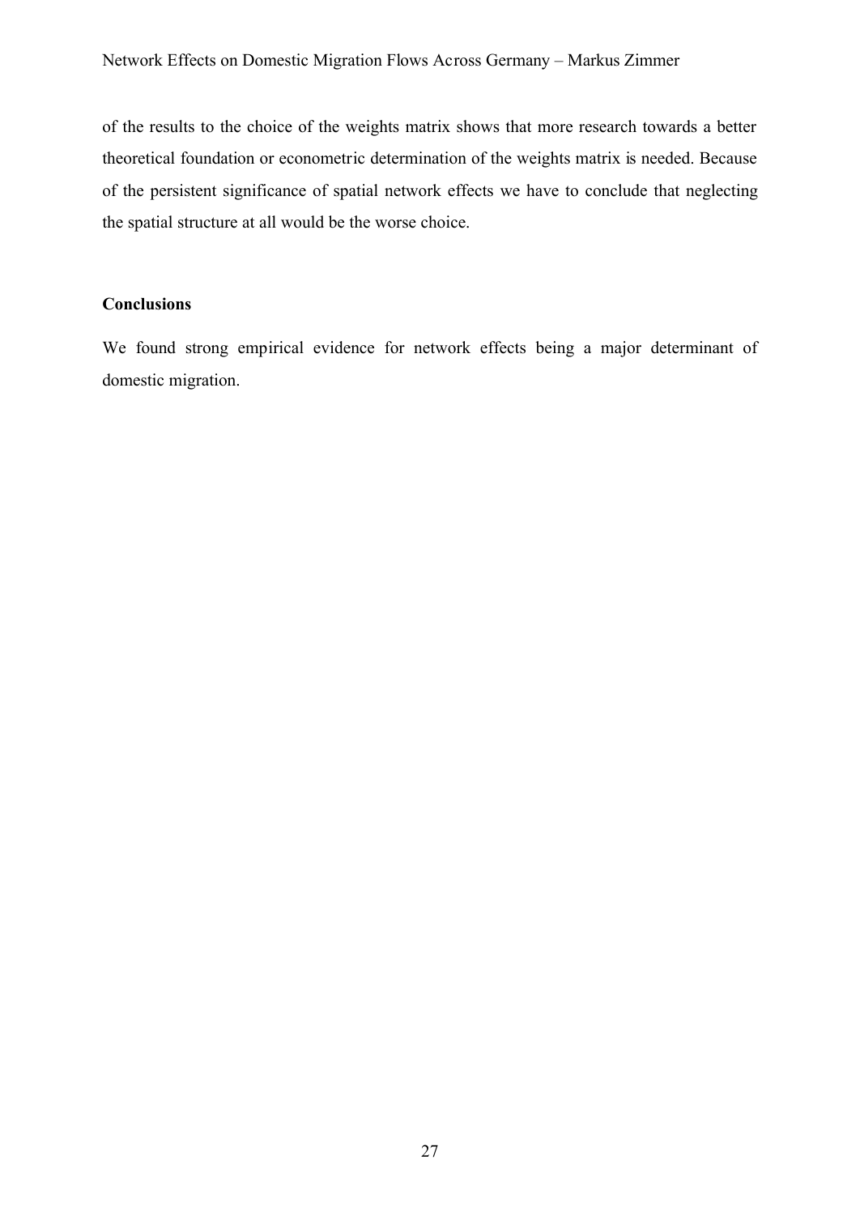of the results to the choice of the weights matrix shows that more research towards a better theoretical foundation or econometric determination of the weights matrix is needed. Because of the persistent significance of spatial network effects we have to conclude that neglecting the spatial structure at all would be the worse choice.

## Conclusions

We found strong empirical evidence for network effects being a major determinant of domestic migration.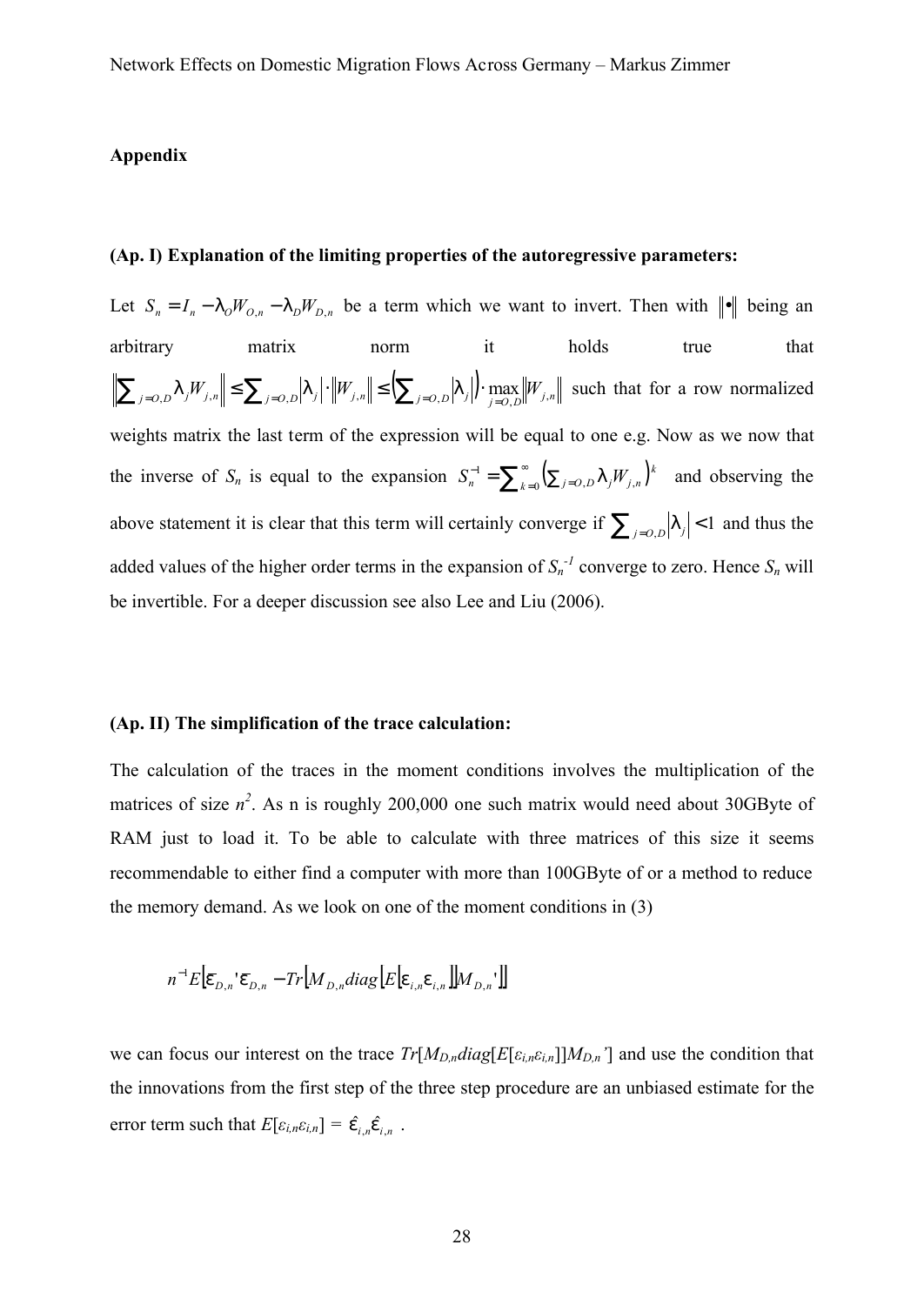**Appendix**

**(Ap. I) Explanation of the limiting properties of the autoregressive parameters:**

Let $S_n = I_n - \lambda_O W_{O,n} - \lambda_D W_{D,n}$ be a term which we want to invert. Then with $\|\bullet\|$ being an arbitrary matrix norm it holds true that $\left\|\sum_{j=O,D} \lambda_j W_{j,n}\right\| \leq \sum_{j=O,D} |\lambda_j| \cdot \|W_{j,n}\| \leq \left(\sum_{j=O,D} |\lambda_j|\right) \cdot \max_{j=O,D} \|W_{j,n}\|$ such that for a row normalized weights matrix the last term of the expression will be equal to one e.g. Now as we now that the inverse of $S_n$ is equal to the expansion $S_n^{-1} = \sum_{k=0}^{\infty} \left(\sum_{j=O,D} \lambda_j W_{j,n}\right)^k$ and observing the above statement it is clear that this term will certainly converge if $\sum_{j=O,D} |\lambda_j| < 1$ and thus the added values of the higher order terms in the expansion of $S_n^{-1}$ converge to zero. Hence $S_n$ will be invertible. For a deeper discussion see also Lee and Liu (2006).

**(Ap. II) The simplification of the trace calculation:**

The calculation of the traces in the moment conditions involves the multiplication of the matrices of size $n^2$. As n is roughly 200,000 one such matrix would need about 30GByte of RAM just to load it. To be able to calculate with three matrices of this size it seems recommendable to either find a computer with more than 100GByte of or a method to reduce the memory demand. As we look on one of the moment conditions in (3)

$$n^{-1} E\left[\bar{\varepsilon}_{D,n}{}' \bar{\varepsilon}_{D,n} - Tr\left[M_{D,n} diag\left[E\left[\varepsilon_{i,n}\varepsilon_{i,n}\right]\right] M_{D,n}{}'\right]\right]$$

we can focus our interest on the trace $Tr[M_{D,n} diag[E[\varepsilon_{i,n}\varepsilon_{i,n}]] M_{D,n}']$ and use the condition that the innovations from the first step of the three step procedure are an unbiased estimate for the error term such that $E[\varepsilon_{i,n}\varepsilon_{i,n}] = \hat{\varepsilon}_{i,n}\hat{\varepsilon}_{i,n}$ .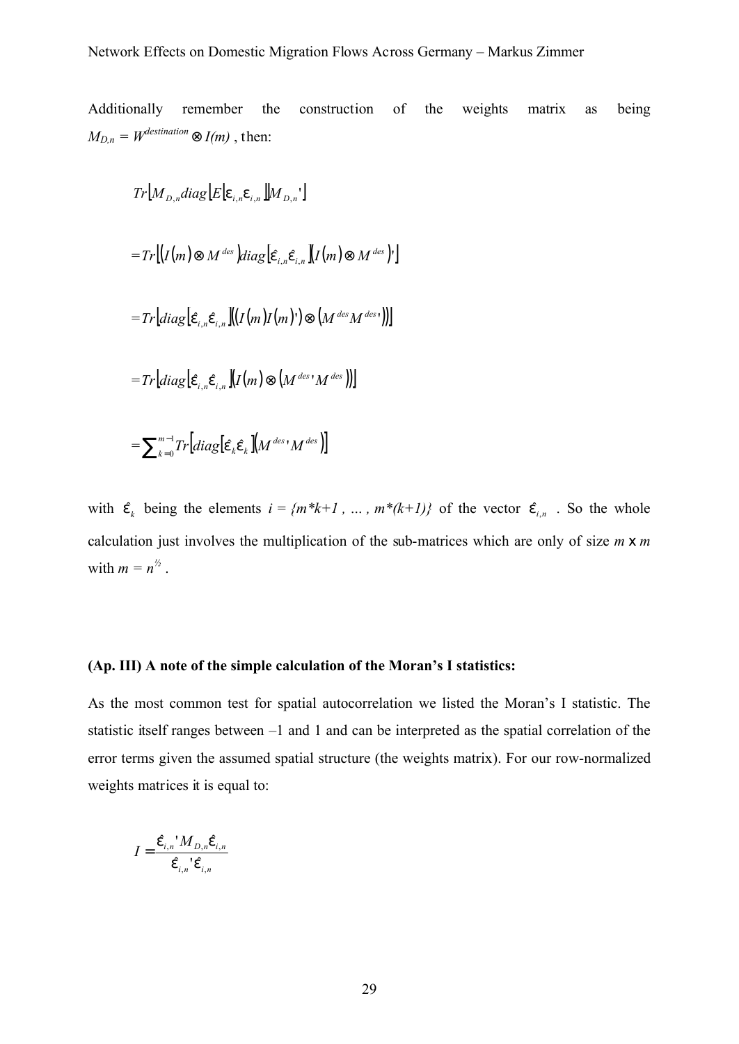Additionally remember the construction of the weights matrix as being $M_{D,n} = W^{destination} \otimes I(m)$ , then:

$$Tr\left[M_{D,n} diag\left[E\left[\varepsilon_{i,n}\varepsilon_{i,n}\right]\right]M_{D,n}'\right]$$

$$= Tr\left[\left(I(m)\otimes M^{des}\right)diag\left[\hat{\varepsilon}_{i,n}\hat{\varepsilon}_{i,n}\right]\left(I(m)\otimes M^{des}\right)'\right]$$

$$= Tr\left[diag\left[\hat{\varepsilon}_{i,n}\hat{\varepsilon}_{i,n}\right]\left(\left(I(m)I(m)'\right)\otimes\left(M^{des}M^{des}{}'\right)\right)\right]$$

$$= Tr\left[diag\left[\hat{\varepsilon}_{i,n}\hat{\varepsilon}_{i,n}\right]\left(I(m)\otimes\left(M^{des}{}'M^{des}\right)\right)\right]$$

$$= \sum_{k=0}^{m-1} Tr\left[diag\left[\hat{\varepsilon}_k\hat{\varepsilon}_k\right]\left(M^{des}{}'M^{des}\right)\right]$$

with $\hat{\varepsilon}_k$ being the elements $i = \{m*k+1 , \ldots , m*(k+1)\}$ of the vector $\hat{\varepsilon}_{i,n}$ . So the whole calculation just involves the multiplication of the sub-matrices which are only of size $m$ x $m$ with $m = n^{1/2}$ .

**(Ap. III) A note of the simple calculation of the Moran's I statistics:**

As the most common test for spatial autocorrelation we listed the Moran's I statistic. The statistic itself ranges between –1 and 1 and can be interpreted as the spatial correlation of the error terms given the assumed spatial structure (the weights matrix). For our row-normalized weights matrices it is equal to:

$$I = \frac{\hat{\varepsilon}_{i,n}' M_{D,n}\hat{\varepsilon}_{i,n}}{\hat{\varepsilon}_{i,n}'\hat{\varepsilon}_{i,n}}$$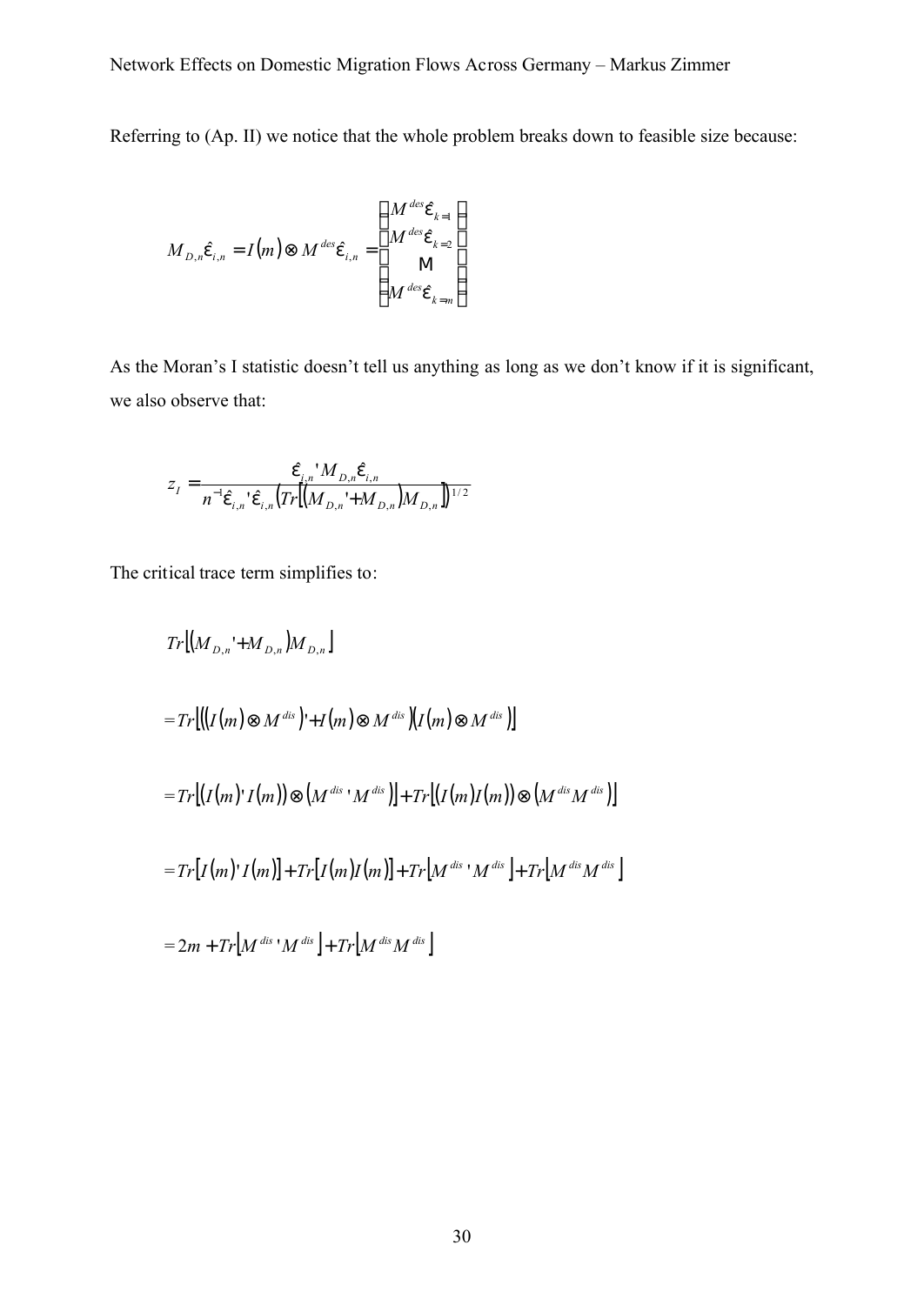Referring to (Ap. II) we notice that the whole problem breaks down to feasible size because:

$$M_{D,n}\hat{\varepsilon}_{i,n} = I(m) \otimes M^{des}\hat{\varepsilon}_{i,n} = \begin{bmatrix} M^{des}\hat{\varepsilon}_{k=1} \\ M^{des}\hat{\varepsilon}_{k=2} \\ \vdots \\ M^{des}\hat{\varepsilon}_{k=m} \end{bmatrix}$$

As the Moran's I statistic doesn't tell us anything as long as we don't know if it is significant, we also observe that:

$$z_I = \frac{\hat{\varepsilon}_{i,n}' M_{D,n} \hat{\varepsilon}_{i,n}}{n^{-1}\hat{\varepsilon}_{i,n}'\hat{\varepsilon}_{i,n}\left(Tr\left[\left(M_{D,n}' + M_{D,n}\right)M_{D,n}\right]\right)^{1/2}}$$

The critical trace term simplifies to:

$$Tr\left[\left(M_{D,n}' + M_{D,n}\right)M_{D,n}\right]$$

$$= Tr\left[\left(\left(I(m) \otimes M^{dis}\right)' + I(m) \otimes M^{dis}\right)\left(I(m) \otimes M^{dis}\right)\right]$$

$$= Tr\left[\left(I(m)' I(m)\right) \otimes \left(M^{dis}{}' M^{dis}\right)\right] + Tr\left[\left(I(m) I(m)\right) \otimes \left(M^{dis} M^{dis}\right)\right]$$

$$= Tr\left[I(m)' I(m)\right] + Tr\left[I(m) I(m)\right] + Tr\left[M^{dis}{}' M^{dis}\right] + Tr\left[M^{dis} M^{dis}\right]$$

$$= 2m + Tr\left[M^{dis}{}' M^{dis}\right] + Tr\left[M^{dis} M^{dis}\right]$$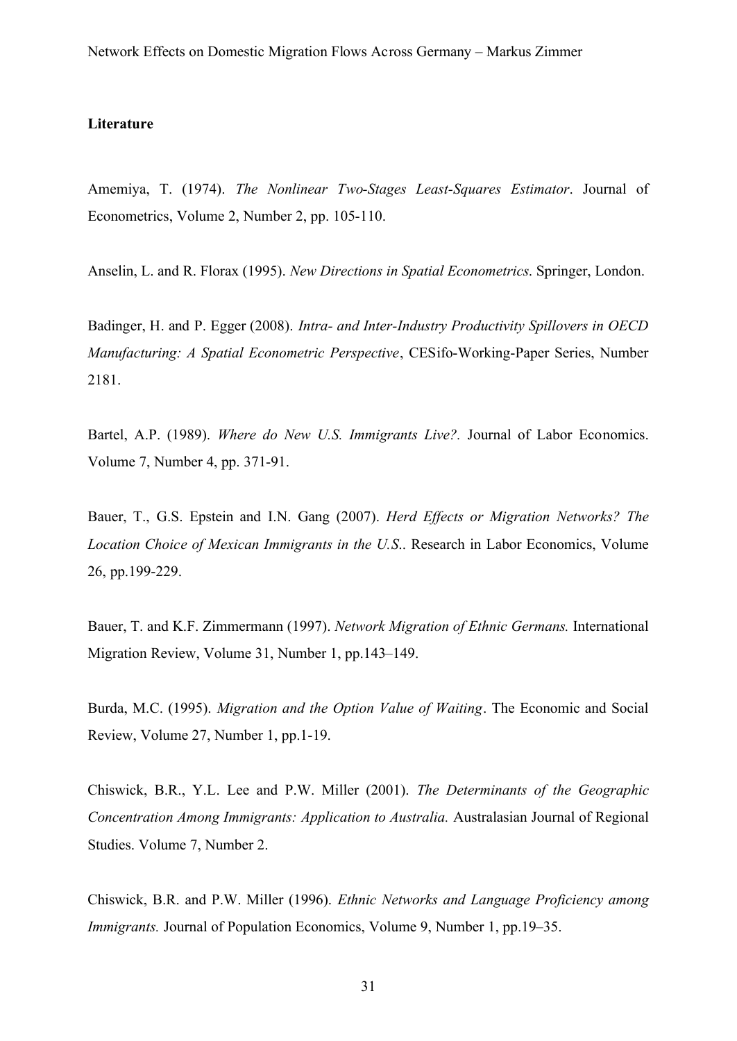**Literature**

Amemiya, T. (1974). *The Nonlinear Two-Stages Least-Squares Estimator*. Journal of Econometrics, Volume 2, Number 2, pp. 105-110.

Anselin, L. and R. Florax (1995). *New Directions in Spatial Econometrics*. Springer, London.

Badinger, H. and P. Egger (2008). *Intra- and Inter-Industry Productivity Spillovers in OECD Manufacturing: A Spatial Econometric Perspective*, CESifo-Working-Paper Series, Number 2181.

Bartel, A.P. (1989). *Where do New U.S. Immigrants Live?.* Journal of Labor Economics. Volume 7, Number 4, pp. 371-91.

Bauer, T., G.S. Epstein and I.N. Gang (2007). *Herd Effects or Migration Networks? The Location Choice of Mexican Immigrants in the U.S.*. Research in Labor Economics, Volume 26, pp.199-229.

Bauer, T. and K.F. Zimmermann (1997). *Network Migration of Ethnic Germans.* International Migration Review, Volume 31, Number 1, pp.143–149.

Burda, M.C. (1995). *Migration and the Option Value of Waiting*. The Economic and Social Review, Volume 27, Number 1, pp.1-19.

Chiswick, B.R., Y.L. Lee and P.W. Miller (2001). *The Determinants of the Geographic Concentration Among Immigrants: Application to Australia.* Australasian Journal of Regional Studies. Volume 7, Number 2.

Chiswick, B.R. and P.W. Miller (1996). *Ethnic Networks and Language Proficiency among Immigrants.* Journal of Population Economics, Volume 9, Number 1, pp.19–35.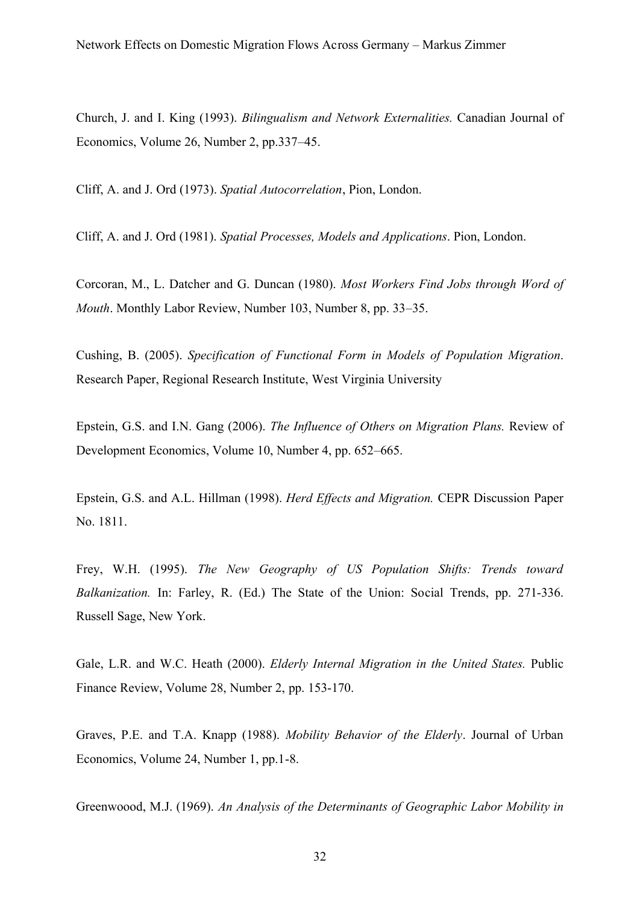Church, J. and I. King (1993). *Bilingualism and Network Externalities.* Canadian Journal of Economics, Volume 26, Number 2, pp.337–45.

Cliff, A. and J. Ord (1973). *Spatial Autocorrelation*, Pion, London.

Cliff, A. and J. Ord (1981). *Spatial Processes, Models and Applications*. Pion, London.

Corcoran, M., L. Datcher and G. Duncan (1980). *Most Workers Find Jobs through Word of Mouth*. Monthly Labor Review, Number 103, Number 8, pp. 33–35.

Cushing, B. (2005). *Specification of Functional Form in Models of Population Migration*. Research Paper, Regional Research Institute, West Virginia University

Epstein, G.S. and I.N. Gang (2006). *The Influence of Others on Migration Plans.* Review of Development Economics, Volume 10, Number 4, pp. 652–665.

Epstein, G.S. and A.L. Hillman (1998). *Herd Effects and Migration.* CEPR Discussion Paper No. 1811.

Frey, W.H. (1995). *The New Geography of US Population Shifts: Trends toward Balkanization.* In: Farley, R. (Ed.) The State of the Union: Social Trends, pp. 271-336. Russell Sage, New York.

Gale, L.R. and W.C. Heath (2000). *Elderly Internal Migration in the United States.* Public Finance Review, Volume 28, Number 2, pp. 153-170.

Graves, P.E. and T.A. Knapp (1988). *Mobility Behavior of the Elderly*. Journal of Urban Economics, Volume 24, Number 1, pp.1-8.

Greenwoood, M.J. (1969). *An Analysis of the Determinants of Geographic Labor Mobility in*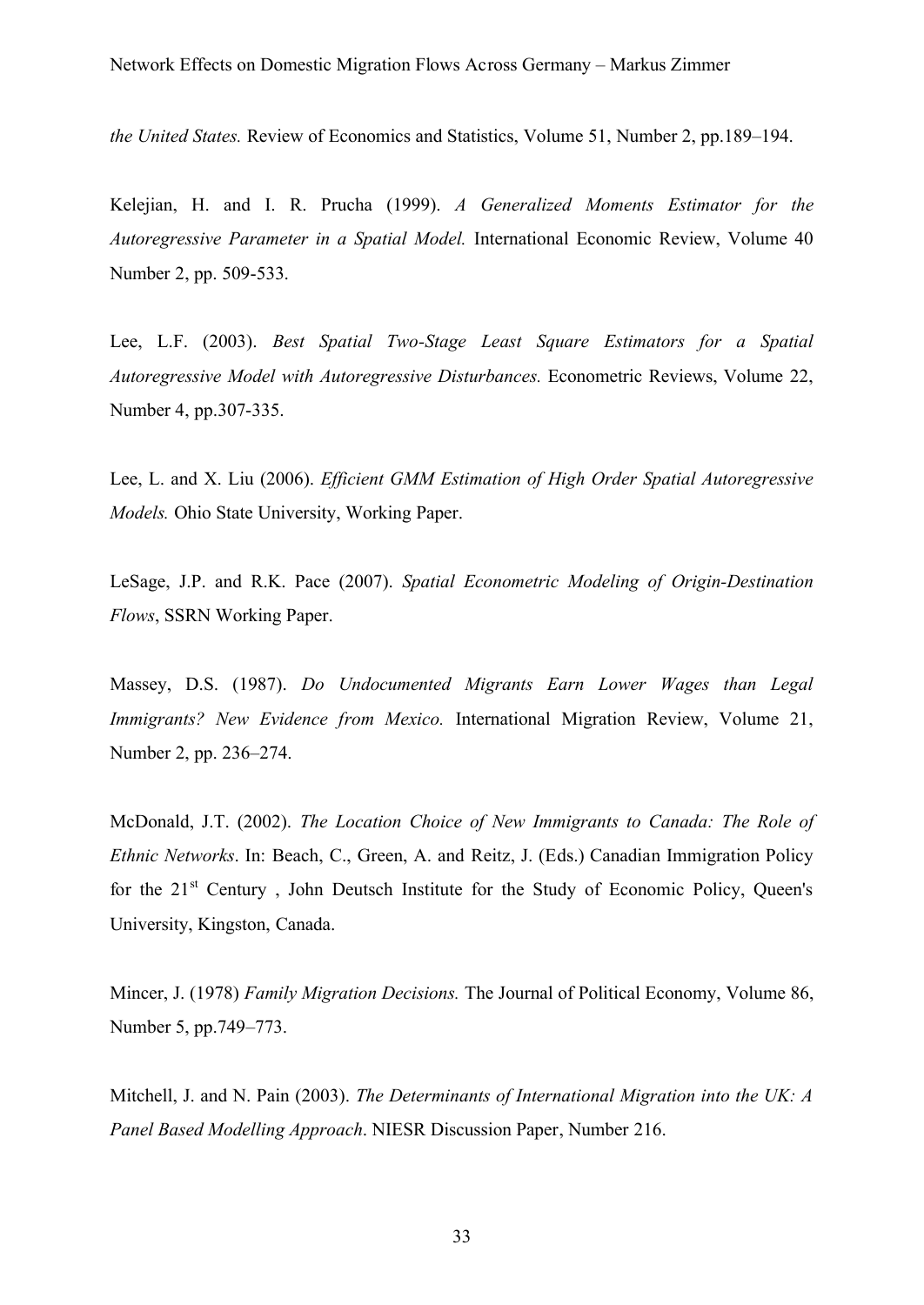*the United States.* Review of Economics and Statistics, Volume 51, Number 2, pp.189–194.

Kelejian, H. and I. R. Prucha (1999). *A Generalized Moments Estimator for the Autoregressive Parameter in a Spatial Model.* International Economic Review, Volume 40 Number 2, pp. 509-533.

Lee, L.F. (2003). *Best Spatial Two-Stage Least Square Estimators for a Spatial Autoregressive Model with Autoregressive Disturbances.* Econometric Reviews, Volume 22, Number 4, pp.307-335.

Lee, L. and X. Liu (2006). *Efficient GMM Estimation of High Order Spatial Autoregressive Models.* Ohio State University, Working Paper.

LeSage, J.P. and R.K. Pace (2007). *Spatial Econometric Modeling of Origin-Destination Flows*, SSRN Working Paper.

Massey, D.S. (1987). *Do Undocumented Migrants Earn Lower Wages than Legal Immigrants? New Evidence from Mexico.* International Migration Review, Volume 21, Number 2, pp. 236–274.

McDonald, J.T. (2002). *The Location Choice of New Immigrants to Canada: The Role of Ethnic Networks*. In: Beach, C., Green, A. and Reitz, J. (Eds.) Canadian Immigration Policy for the 21st Century , John Deutsch Institute for the Study of Economic Policy, Queen's University, Kingston, Canada.

Mincer, J. (1978) *Family Migration Decisions.* The Journal of Political Economy, Volume 86, Number 5, pp.749–773.

Mitchell, J. and N. Pain (2003). *The Determinants of International Migration into the UK: A Panel Based Modelling Approach*. NIESR Discussion Paper, Number 216.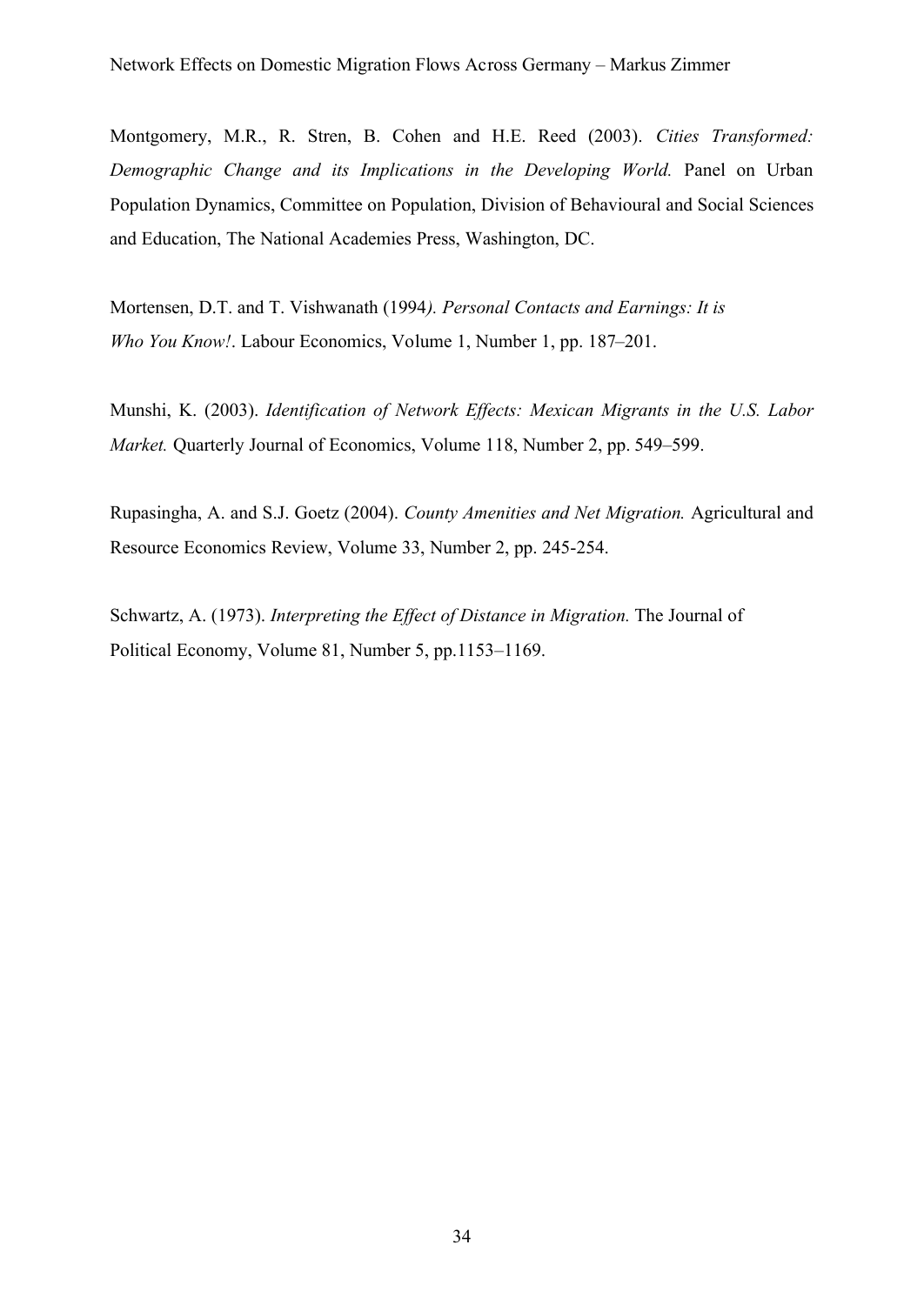Montgomery, M.R., R. Stren, B. Cohen and H.E. Reed (2003). *Cities Transformed: Demographic Change and its Implications in the Developing World.* Panel on Urban Population Dynamics, Committee on Population, Division of Behavioural and Social Sciences and Education, The National Academies Press, Washington, DC.

Mortensen, D.T. and T. Vishwanath (1994*). Personal Contacts and Earnings: It is Who You Know!*. Labour Economics, Volume 1, Number 1, pp. 187–201.

Munshi, K. (2003). *Identification of Network Effects: Mexican Migrants in the U.S. Labor Market.* Quarterly Journal of Economics, Volume 118, Number 2, pp. 549–599.

Rupasingha, A. and S.J. Goetz (2004). *County Amenities and Net Migration.* Agricultural and Resource Economics Review, Volume 33, Number 2, pp. 245-254.

Schwartz, A. (1973). *Interpreting the Effect of Distance in Migration.* The Journal of Political Economy, Volume 81, Number 5, pp.1153–1169.